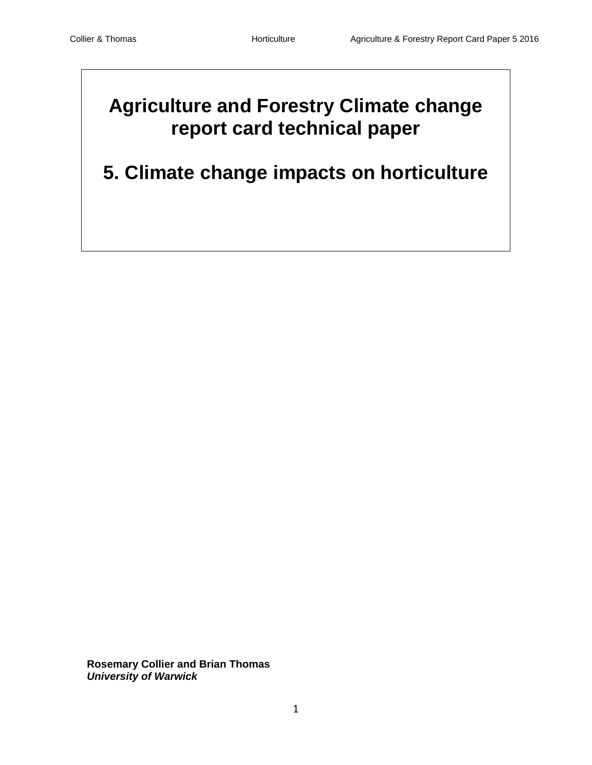# Agriculture and Forestry Climate change report card technical paper

# 5. Climate change impacts on horticulture

**Rosemary Collier and Brian Thomas**
***University of Warwick***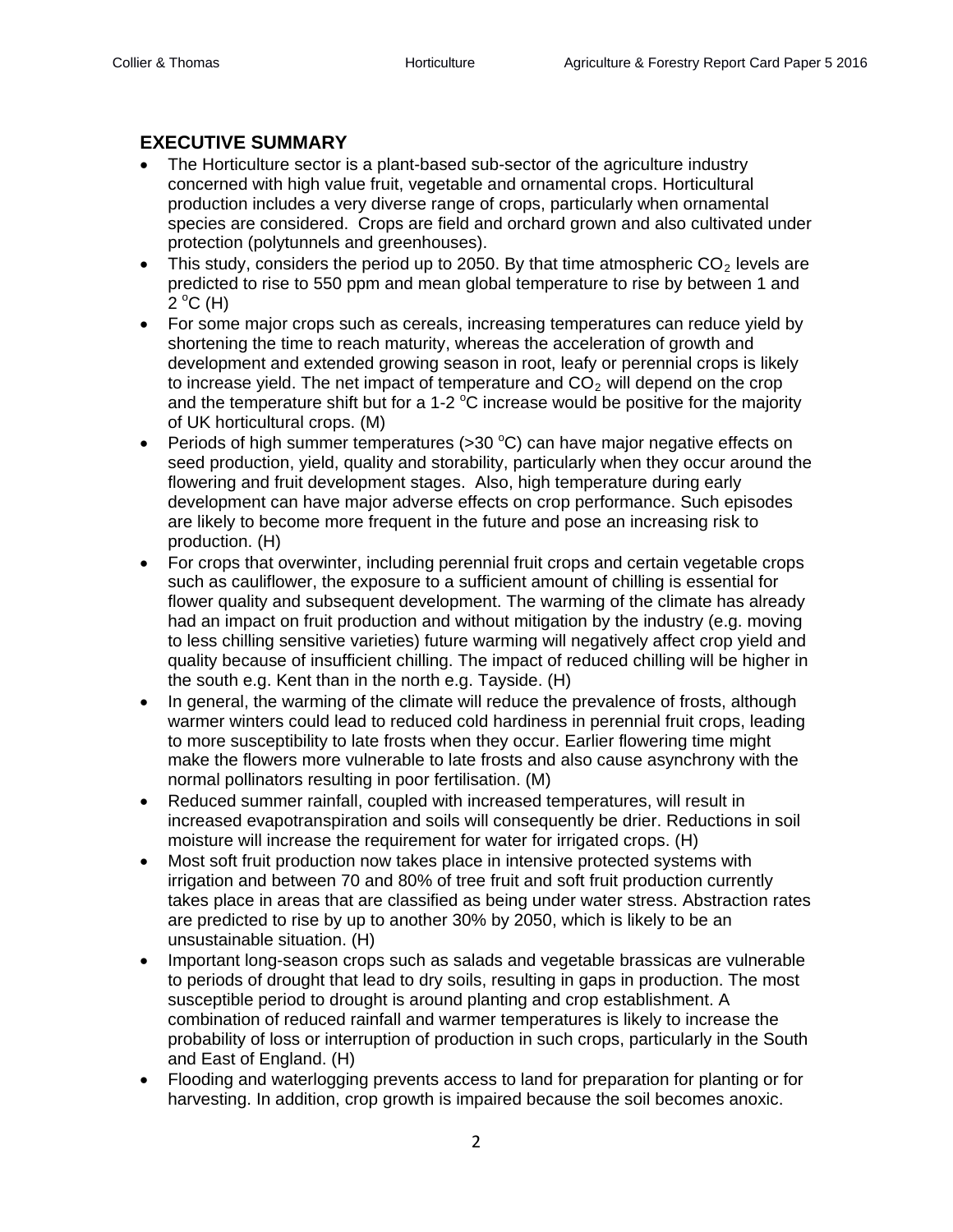## EXECUTIVE SUMMARY

- The Horticulture sector is a plant-based sub-sector of the agriculture industry concerned with high value fruit, vegetable and ornamental crops. Horticultural production includes a very diverse range of crops, particularly when ornamental species are considered. Crops are field and orchard grown and also cultivated under protection (polytunnels and greenhouses).
- This study, considers the period up to 2050. By that time atmospheric $CO_2$ levels are predicted to rise to 550 ppm and mean global temperature to rise by between 1 and 2 $^oC$ (H)
- For some major crops such as cereals, increasing temperatures can reduce yield by shortening the time to reach maturity, whereas the acceleration of growth and development and extended growing season in root, leafy or perennial crops is likely to increase yield. The net impact of temperature and $CO_2$ will depend on the crop and the temperature shift but for a 1-2 $^oC$ increase would be positive for the majority of UK horticultural crops. (M)
- Periods of high summer temperatures (>30 $^oC$) can have major negative effects on seed production, yield, quality and storability, particularly when they occur around the flowering and fruit development stages. Also, high temperature during early development can have major adverse effects on crop performance. Such episodes are likely to become more frequent in the future and pose an increasing risk to production. (H)
- For crops that overwinter, including perennial fruit crops and certain vegetable crops such as cauliflower, the exposure to a sufficient amount of chilling is essential for flower quality and subsequent development. The warming of the climate has already had an impact on fruit production and without mitigation by the industry (e.g. moving to less chilling sensitive varieties) future warming will negatively affect crop yield and quality because of insufficient chilling. The impact of reduced chilling will be higher in the south e.g. Kent than in the north e.g. Tayside. (H)
- In general, the warming of the climate will reduce the prevalence of frosts, although warmer winters could lead to reduced cold hardiness in perennial fruit crops, leading to more susceptibility to late frosts when they occur. Earlier flowering time might make the flowers more vulnerable to late frosts and also cause asynchrony with the normal pollinators resulting in poor fertilisation. (M)
- Reduced summer rainfall, coupled with increased temperatures, will result in increased evapotranspiration and soils will consequently be drier. Reductions in soil moisture will increase the requirement for water for irrigated crops. (H)
- Most soft fruit production now takes place in intensive protected systems with irrigation and between 70 and 80% of tree fruit and soft fruit production currently takes place in areas that are classified as being under water stress. Abstraction rates are predicted to rise by up to another 30% by 2050, which is likely to be an unsustainable situation. (H)
- Important long-season crops such as salads and vegetable brassicas are vulnerable to periods of drought that lead to dry soils, resulting in gaps in production. The most susceptible period to drought is around planting and crop establishment. A combination of reduced rainfall and warmer temperatures is likely to increase the probability of loss or interruption of production in such crops, particularly in the South and East of England. (H)
- Flooding and waterlogging prevents access to land for preparation for planting or for harvesting. In addition, crop growth is impaired because the soil becomes anoxic.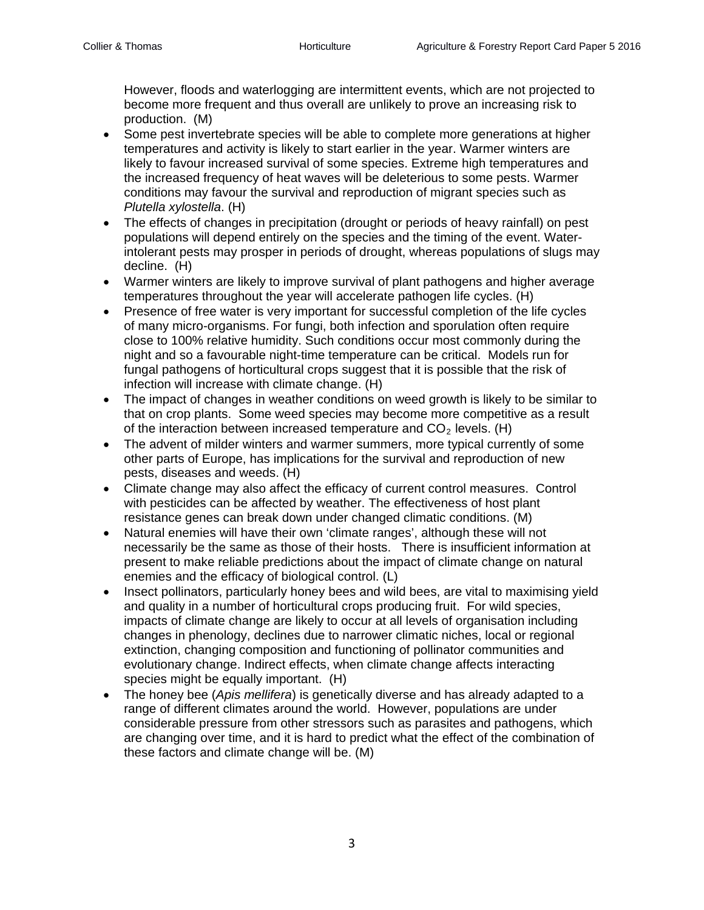However, floods and waterlogging are intermittent events, which are not projected to become more frequent and thus overall are unlikely to prove an increasing risk to production. (M)

- Some pest invertebrate species will be able to complete more generations at higher temperatures and activity is likely to start earlier in the year. Warmer winters are likely to favour increased survival of some species. Extreme high temperatures and the increased frequency of heat waves will be deleterious to some pests. Warmer conditions may favour the survival and reproduction of migrant species such as *Plutella xylostella*. (H)
- The effects of changes in precipitation (drought or periods of heavy rainfall) on pest populations will depend entirely on the species and the timing of the event. Water-intolerant pests may prosper in periods of drought, whereas populations of slugs may decline. (H)
- Warmer winters are likely to improve survival of plant pathogens and higher average temperatures throughout the year will accelerate pathogen life cycles. (H)
- Presence of free water is very important for successful completion of the life cycles of many micro-organisms. For fungi, both infection and sporulation often require close to 100% relative humidity. Such conditions occur most commonly during the night and so a favourable night-time temperature can be critical. Models run for fungal pathogens of horticultural crops suggest that it is possible that the risk of infection will increase with climate change. (H)
- The impact of changes in weather conditions on weed growth is likely to be similar to that on crop plants. Some weed species may become more competitive as a result of the interaction between increased temperature and $CO_2$ levels. (H)
- The advent of milder winters and warmer summers, more typical currently of some other parts of Europe, has implications for the survival and reproduction of new pests, diseases and weeds. (H)
- Climate change may also affect the efficacy of current control measures. Control with pesticides can be affected by weather. The effectiveness of host plant resistance genes can break down under changed climatic conditions. (M)
- Natural enemies will have their own 'climate ranges', although these will not necessarily be the same as those of their hosts. There is insufficient information at present to make reliable predictions about the impact of climate change on natural enemies and the efficacy of biological control. (L)
- Insect pollinators, particularly honey bees and wild bees, are vital to maximising yield and quality in a number of horticultural crops producing fruit. For wild species, impacts of climate change are likely to occur at all levels of organisation including changes in phenology, declines due to narrower climatic niches, local or regional extinction, changing composition and functioning of pollinator communities and evolutionary change. Indirect effects, when climate change affects interacting species might be equally important. (H)
- The honey bee (*Apis mellifera*) is genetically diverse and has already adapted to a range of different climates around the world. However, populations are under considerable pressure from other stressors such as parasites and pathogens, which are changing over time, and it is hard to predict what the effect of the combination of these factors and climate change will be. (M)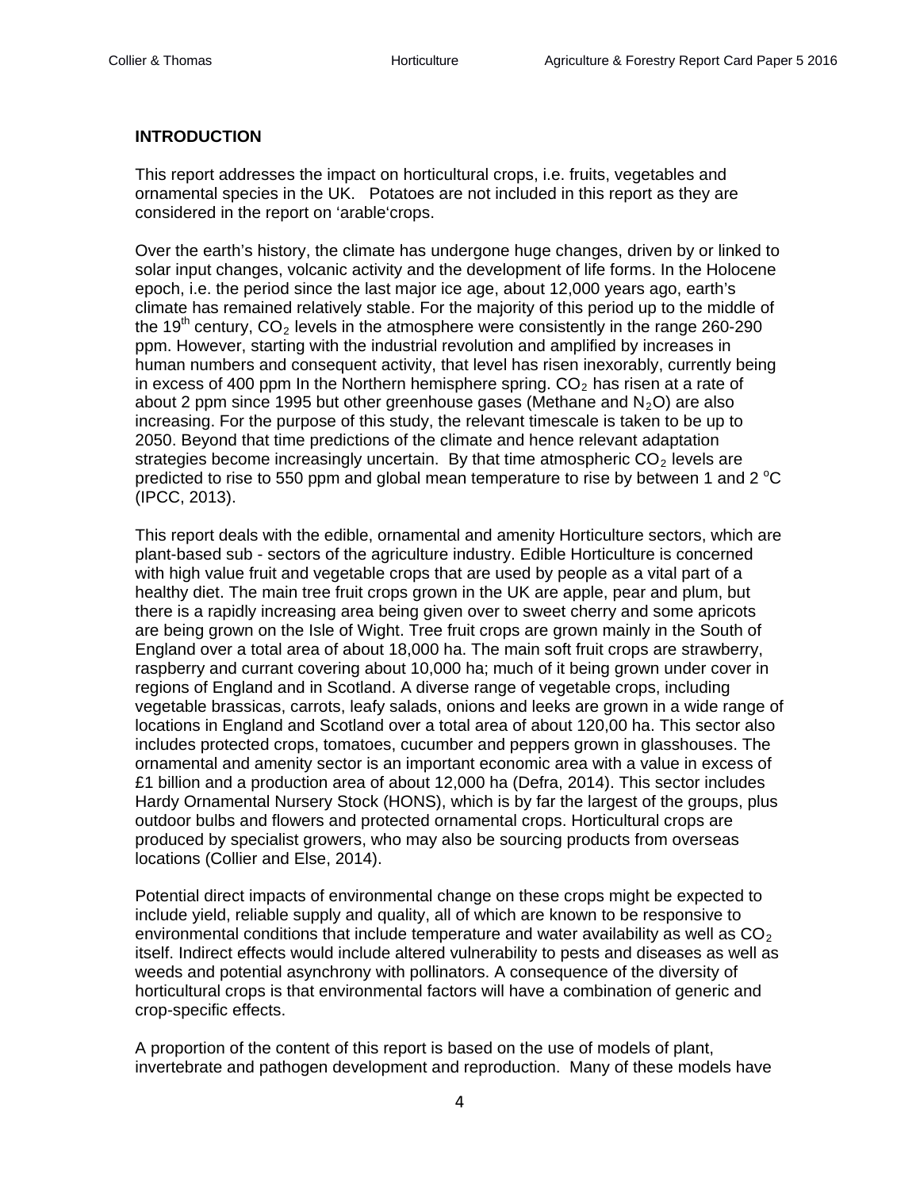## INTRODUCTION

This report addresses the impact on horticultural crops, i.e. fruits, vegetables and ornamental species in the UK. Potatoes are not included in this report as they are considered in the report on 'arable'crops.

Over the earth's history, the climate has undergone huge changes, driven by or linked to solar input changes, volcanic activity and the development of life forms. In the Holocene epoch, i.e. the period since the last major ice age, about 12,000 years ago, earth's climate has remained relatively stable. For the majority of this period up to the middle of the 19$^{th}$ century, $CO_2$ levels in the atmosphere were consistently in the range 260-290 ppm. However, starting with the industrial revolution and amplified by increases in human numbers and consequent activity, that level has risen inexorably, currently being in excess of 400 ppm In the Northern hemisphere spring. $CO_2$ has risen at a rate of about 2 ppm since 1995 but other greenhouse gases (Methane and $N_2O$) are also increasing. For the purpose of this study, the relevant timescale is taken to be up to 2050. Beyond that time predictions of the climate and hence relevant adaptation strategies become increasingly uncertain. By that time atmospheric $CO_2$ levels are predicted to rise to 550 ppm and global mean temperature to rise by between 1 and 2 $^{o}$C (IPCC, 2013).

This report deals with the edible, ornamental and amenity Horticulture sectors, which are plant-based sub - sectors of the agriculture industry. Edible Horticulture is concerned with high value fruit and vegetable crops that are used by people as a vital part of a healthy diet. The main tree fruit crops grown in the UK are apple, pear and plum, but there is a rapidly increasing area being given over to sweet cherry and some apricots are being grown on the Isle of Wight. Tree fruit crops are grown mainly in the South of England over a total area of about 18,000 ha. The main soft fruit crops are strawberry, raspberry and currant covering about 10,000 ha; much of it being grown under cover in regions of England and in Scotland. A diverse range of vegetable crops, including vegetable brassicas, carrots, leafy salads, onions and leeks are grown in a wide range of locations in England and Scotland over a total area of about 120,00 ha. This sector also includes protected crops, tomatoes, cucumber and peppers grown in glasshouses. The ornamental and amenity sector is an important economic area with a value in excess of £1 billion and a production area of about 12,000 ha (Defra, 2014). This sector includes Hardy Ornamental Nursery Stock (HONS), which is by far the largest of the groups, plus outdoor bulbs and flowers and protected ornamental crops. Horticultural crops are produced by specialist growers, who may also be sourcing products from overseas locations (Collier and Else, 2014).

Potential direct impacts of environmental change on these crops might be expected to include yield, reliable supply and quality, all of which are known to be responsive to environmental conditions that include temperature and water availability as well as $CO_2$ itself. Indirect effects would include altered vulnerability to pests and diseases as well as weeds and potential asynchrony with pollinators. A consequence of the diversity of horticultural crops is that environmental factors will have a combination of generic and crop-specific effects.

A proportion of the content of this report is based on the use of models of plant, invertebrate and pathogen development and reproduction. Many of these models have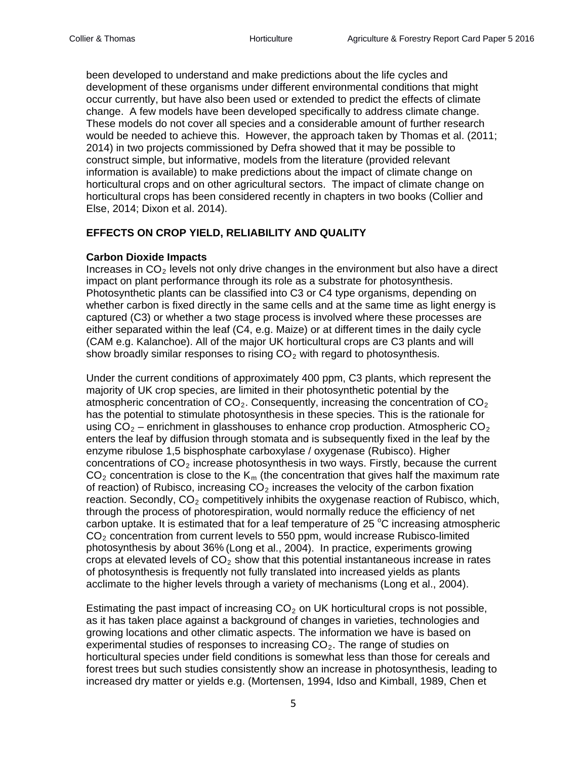been developed to understand and make predictions about the life cycles and development of these organisms under different environmental conditions that might occur currently, but have also been used or extended to predict the effects of climate change. A few models have been developed specifically to address climate change. These models do not cover all species and a considerable amount of further research would be needed to achieve this. However, the approach taken by Thomas et al. (2011; 2014) in two projects commissioned by Defra showed that it may be possible to construct simple, but informative, models from the literature (provided relevant information is available) to make predictions about the impact of climate change on horticultural crops and on other agricultural sectors. The impact of climate change on horticultural crops has been considered recently in chapters in two books (Collier and Else, 2014; Dixon et al. 2014).

## EFFECTS ON CROP YIELD, RELIABILITY AND QUALITY

### Carbon Dioxide Impacts

Increases in $CO_2$ levels not only drive changes in the environment but also have a direct impact on plant performance through its role as a substrate for photosynthesis. Photosynthetic plants can be classified into C3 or C4 type organisms, depending on whether carbon is fixed directly in the same cells and at the same time as light energy is captured (C3) or whether a two stage process is involved where these processes are either separated within the leaf (C4, e.g. Maize) or at different times in the daily cycle (CAM e.g. Kalanchoe). All of the major UK horticultural crops are C3 plants and will show broadly similar responses to rising $CO_2$ with regard to photosynthesis.

Under the current conditions of approximately 400 ppm, C3 plants, which represent the majority of UK crop species, are limited in their photosynthetic potential by the atmospheric concentration of $CO_2$. Consequently, increasing the concentration of $CO_2$ has the potential to stimulate photosynthesis in these species. This is the rationale for using $CO_2$ – enrichment in glasshouses to enhance crop production. Atmospheric $CO_2$ enters the leaf by diffusion through stomata and is subsequently fixed in the leaf by the enzyme ribulose 1,5 bisphosphate carboxylase / oxygenase (Rubisco). Higher concentrations of $CO_2$ increase photosynthesis in two ways. Firstly, because the current $CO_2$ concentration is close to the $K_m$ (the concentration that gives half the maximum rate of reaction) of Rubisco, increasing $CO_2$ increases the velocity of the carbon fixation reaction. Secondly, $CO_2$ competitively inhibits the oxygenase reaction of Rubisco, which, through the process of photorespiration, would normally reduce the efficiency of net carbon uptake. It is estimated that for a leaf temperature of 25 $^{o}$C increasing atmospheric $CO_2$ concentration from current levels to 550 ppm, would increase Rubisco-limited photosynthesis by about 36% (Long et al., 2004). In practice, experiments growing crops at elevated levels of $CO_2$ show that this potential instantaneous increase in rates of photosynthesis is frequently not fully translated into increased yields as plants acclimate to the higher levels through a variety of mechanisms (Long et al., 2004).

Estimating the past impact of increasing $CO_2$ on UK horticultural crops is not possible, as it has taken place against a background of changes in varieties, technologies and growing locations and other climatic aspects. The information we have is based on experimental studies of responses to increasing $CO_2$. The range of studies on horticultural species under field conditions is somewhat less than those for cereals and forest trees but such studies consistently show an increase in photosynthesis, leading to increased dry matter or yields e.g. (Mortensen, 1994, Idso and Kimball, 1989, Chen et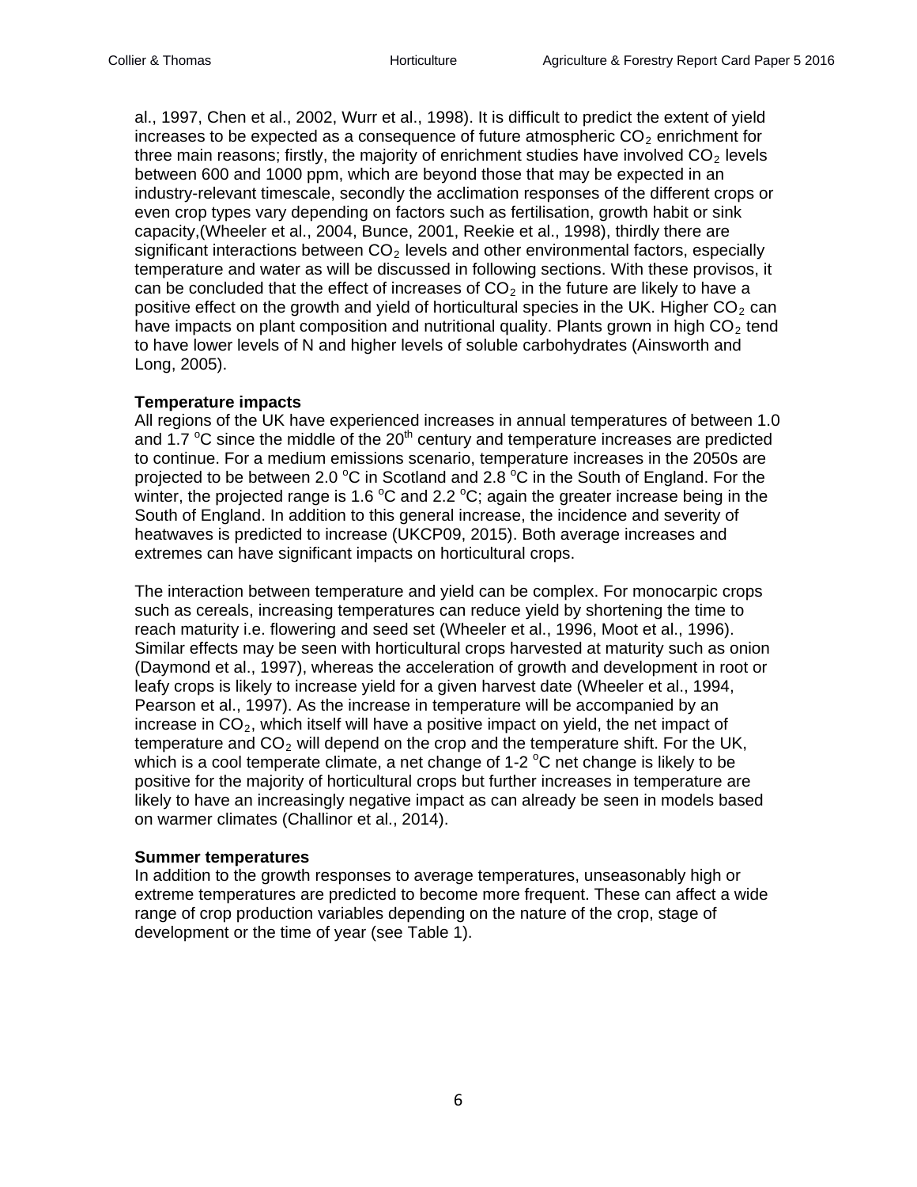al., 1997, Chen et al., 2002, Wurr et al., 1998). It is difficult to predict the extent of yield increases to be expected as a consequence of future atmospheric $CO_2$ enrichment for three main reasons; firstly, the majority of enrichment studies have involved $CO_2$ levels between 600 and 1000 ppm, which are beyond those that may be expected in an industry-relevant timescale, secondly the acclimation responses of the different crops or even crop types vary depending on factors such as fertilisation, growth habit or sink capacity,(Wheeler et al., 2004, Bunce, 2001, Reekie et al., 1998), thirdly there are significant interactions between $CO_2$ levels and other environmental factors, especially temperature and water as will be discussed in following sections. With these provisos, it can be concluded that the effect of increases of $CO_2$ in the future are likely to have a positive effect on the growth and yield of horticultural species in the UK. Higher $CO_2$ can have impacts on plant composition and nutritional quality. Plants grown in high $CO_2$ tend to have lower levels of N and higher levels of soluble carbohydrates (Ainsworth and Long, 2005).

**Temperature impacts**
All regions of the UK have experienced increases in annual temperatures of between 1.0 and 1.7 $^{o}$C since the middle of the 20$^{th}$ century and temperature increases are predicted to continue. For a medium emissions scenario, temperature increases in the 2050s are projected to be between 2.0 $^{o}$C in Scotland and 2.8 $^{o}$C in the South of England. For the winter, the projected range is 1.6 $^{o}$C and 2.2 $^{o}$C; again the greater increase being in the South of England. In addition to this general increase, the incidence and severity of heatwaves is predicted to increase (UKCP09, 2015). Both average increases and extremes can have significant impacts on horticultural crops.

The interaction between temperature and yield can be complex. For monocarpic crops such as cereals, increasing temperatures can reduce yield by shortening the time to reach maturity i.e. flowering and seed set (Wheeler et al., 1996, Moot et al., 1996). Similar effects may be seen with horticultural crops harvested at maturity such as onion (Daymond et al., 1997), whereas the acceleration of growth and development in root or leafy crops is likely to increase yield for a given harvest date (Wheeler et al., 1994, Pearson et al., 1997). As the increase in temperature will be accompanied by an increase in $CO_2$, which itself will have a positive impact on yield, the net impact of temperature and $CO_2$ will depend on the crop and the temperature shift. For the UK, which is a cool temperate climate, a net change of 1-2 $^{o}$C net change is likely to be positive for the majority of horticultural crops but further increases in temperature are likely to have an increasingly negative impact as can already be seen in models based on warmer climates (Challinor et al., 2014).

**Summer temperatures**
In addition to the growth responses to average temperatures, unseasonably high or extreme temperatures are predicted to become more frequent. These can affect a wide range of crop production variables depending on the nature of the crop, stage of development or the time of year (see Table 1).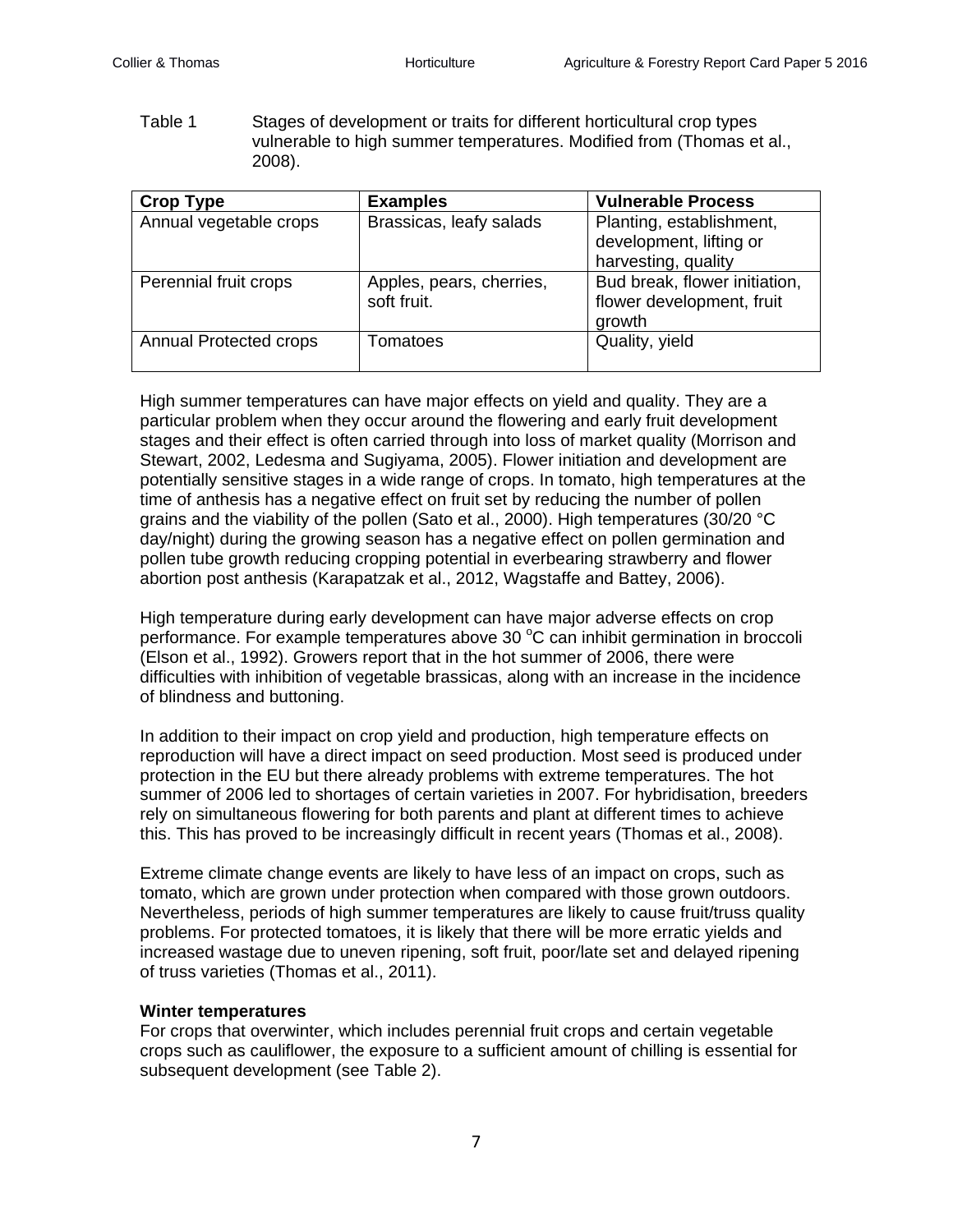Table 1 Stages of development or traits for different horticultural crop types vulnerable to high summer temperatures. Modified from (Thomas et al., 2008).

| Crop Type | Examples | Vulnerable Process |
|---|---|---|
| Annual vegetable crops | Brassicas, leafy salads | Planting, establishment, development, lifting or harvesting, quality |
| Perennial fruit crops | Apples, pears, cherries, soft fruit. | Bud break, flower initiation, flower development, fruit growth |
| Annual Protected crops | Tomatoes | Quality, yield |

High summer temperatures can have major effects on yield and quality. They are a particular problem when they occur around the flowering and early fruit development stages and their effect is often carried through into loss of market quality (Morrison and Stewart, 2002, Ledesma and Sugiyama, 2005). Flower initiation and development are potentially sensitive stages in a wide range of crops. In tomato, high temperatures at the time of anthesis has a negative effect on fruit set by reducing the number of pollen grains and the viability of the pollen (Sato et al., 2000). High temperatures (30/20 °C day/night) during the growing season has a negative effect on pollen germination and pollen tube growth reducing cropping potential in everbearing strawberry and flower abortion post anthesis (Karapatzak et al., 2012, Wagstaffe and Battey, 2006).

High temperature during early development can have major adverse effects on crop performance. For example temperatures above 30 °C can inhibit germination in broccoli (Elson et al., 1992). Growers report that in the hot summer of 2006, there were difficulties with inhibition of vegetable brassicas, along with an increase in the incidence of blindness and buttoning.

In addition to their impact on crop yield and production, high temperature effects on reproduction will have a direct impact on seed production. Most seed is produced under protection in the EU but there already problems with extreme temperatures. The hot summer of 2006 led to shortages of certain varieties in 2007. For hybridisation, breeders rely on simultaneous flowering for both parents and plant at different times to achieve this. This has proved to be increasingly difficult in recent years (Thomas et al., 2008).

Extreme climate change events are likely to have less of an impact on crops, such as tomato, which are grown under protection when compared with those grown outdoors. Nevertheless, periods of high summer temperatures are likely to cause fruit/truss quality problems. For protected tomatoes, it is likely that there will be more erratic yields and increased wastage due to uneven ripening, soft fruit, poor/late set and delayed ripening of truss varieties (Thomas et al., 2011).

**Winter temperatures**

For crops that overwinter, which includes perennial fruit crops and certain vegetable crops such as cauliflower, the exposure to a sufficient amount of chilling is essential for subsequent development (see Table 2).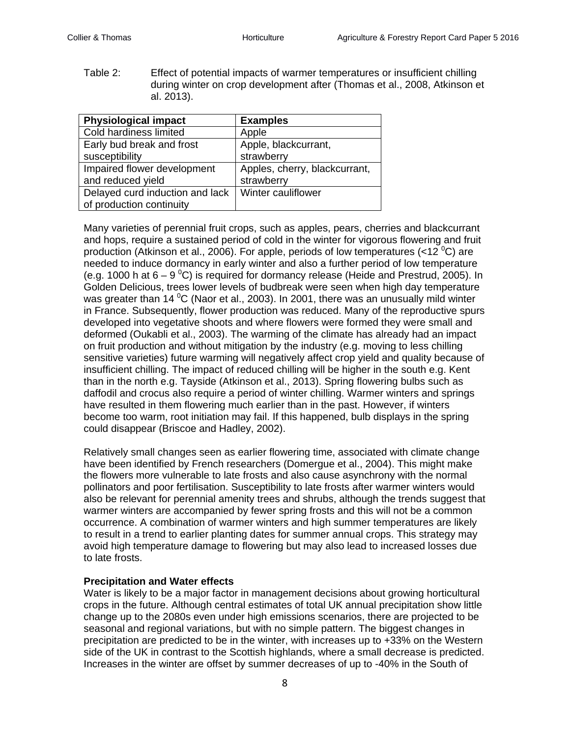Table 2: Effect of potential impacts of warmer temperatures or insufficient chilling during winter on crop development after (Thomas et al., 2008, Atkinson et al. 2013).

| Physiological impact | Examples |
|---|---|
| Cold hardiness limited | Apple |
| Early bud break and frost susceptibility | Apple, blackcurrant, strawberry |
| Impaired flower development and reduced yield | Apples, cherry, blackcurrant, strawberry |
| Delayed curd induction and lack of production continuity | Winter cauliflower |

Many varieties of perennial fruit crops, such as apples, pears, cherries and blackcurrant and hops, require a sustained period of cold in the winter for vigorous flowering and fruit production (Atkinson et al., 2006). For apple, periods of low temperatures (<12 $^0$C) are needed to induce dormancy in early winter and also a further period of low temperature (e.g. 1000 h at 6 – 9 $^0$C) is required for dormancy release (Heide and Prestrud, 2005). In Golden Delicious, trees lower levels of budbreak were seen when high day temperature was greater than 14 $^0$C (Naor et al., 2003). In 2001, there was an unusually mild winter in France. Subsequently, flower production was reduced. Many of the reproductive spurs developed into vegetative shoots and where flowers were formed they were small and deformed (Oukabli et al., 2003). The warming of the climate has already had an impact on fruit production and without mitigation by the industry (e.g. moving to less chilling sensitive varieties) future warming will negatively affect crop yield and quality because of insufficient chilling. The impact of reduced chilling will be higher in the south e.g. Kent than in the north e.g. Tayside (Atkinson et al., 2013). Spring flowering bulbs such as daffodil and crocus also require a period of winter chilling. Warmer winters and springs have resulted in them flowering much earlier than in the past. However, if winters become too warm, root initiation may fail. If this happened, bulb displays in the spring could disappear (Briscoe and Hadley, 2002).

Relatively small changes seen as earlier flowering time, associated with climate change have been identified by French researchers (Domergue et al., 2004). This might make the flowers more vulnerable to late frosts and also cause asynchrony with the normal pollinators and poor fertilisation. Susceptibility to late frosts after warmer winters would also be relevant for perennial amenity trees and shrubs, although the trends suggest that warmer winters are accompanied by fewer spring frosts and this will not be a common occurrence. A combination of warmer winters and high summer temperatures are likely to result in a trend to earlier planting dates for summer annual crops. This strategy may avoid high temperature damage to flowering but may also lead to increased losses due to late frosts.

**Precipitation and Water effects**

Water is likely to be a major factor in management decisions about growing horticultural crops in the future. Although central estimates of total UK annual precipitation show little change up to the 2080s even under high emissions scenarios, there are projected to be seasonal and regional variations, but with no simple pattern. The biggest changes in precipitation are predicted to be in the winter, with increases up to +33% on the Western side of the UK in contrast to the Scottish highlands, where a small decrease is predicted. Increases in the winter are offset by summer decreases of up to -40% in the South of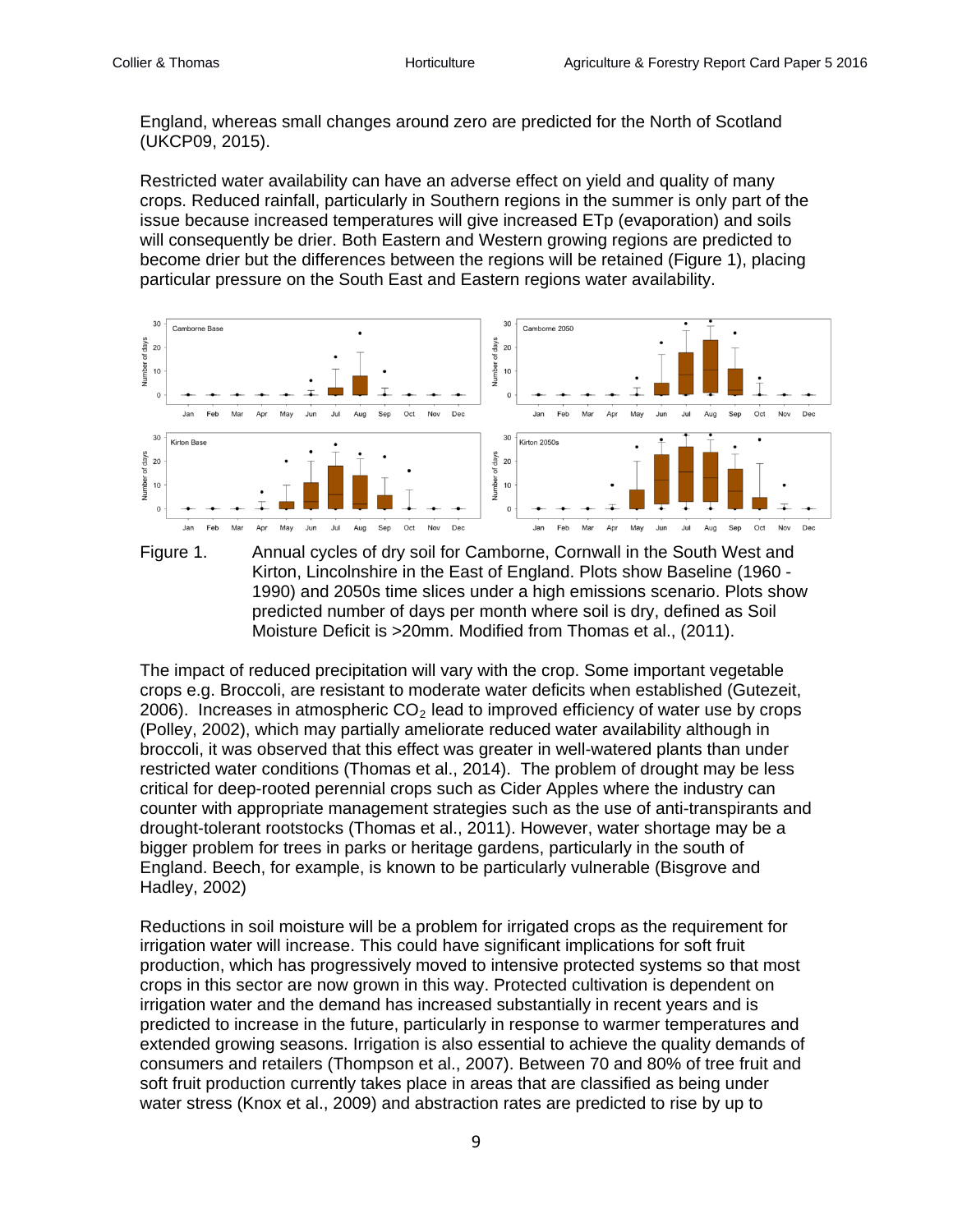England, whereas small changes around zero are predicted for the North of Scotland (UKCP09, 2015).

Restricted water availability can have an adverse effect on yield and quality of many crops. Reduced rainfall, particularly in Southern regions in the summer is only part of the issue because increased temperatures will give increased ETp (evaporation) and soils will consequently be drier. Both Eastern and Western growing regions are predicted to become drier but the differences between the regions will be retained (Figure 1), placing particular pressure on the South East and Eastern regions water availability.

Figure 1. Annual cycles of dry soil for Camborne, Cornwall in the South West and Kirton, Lincolnshire in the East of England. Plots show Baseline (1960 - 1990) and 2050s time slices under a high emissions scenario. Plots show predicted number of days per month where soil is dry, defined as Soil Moisture Deficit is >20mm. Modified from Thomas et al., (2011).

The impact of reduced precipitation will vary with the crop. Some important vegetable crops e.g. Broccoli, are resistant to moderate water deficits when established (Gutezeit, 2006). Increases in atmospheric $CO_2$ lead to improved efficiency of water use by crops (Polley, 2002), which may partially ameliorate reduced water availability although in broccoli, it was observed that this effect was greater in well-watered plants than under restricted water conditions (Thomas et al., 2014). The problem of drought may be less critical for deep-rooted perennial crops such as Cider Apples where the industry can counter with appropriate management strategies such as the use of anti-transpirants and drought-tolerant rootstocks (Thomas et al., 2011). However, water shortage may be a bigger problem for trees in parks or heritage gardens, particularly in the south of England. Beech, for example, is known to be particularly vulnerable (Bisgrove and Hadley, 2002)

Reductions in soil moisture will be a problem for irrigated crops as the requirement for irrigation water will increase. This could have significant implications for soft fruit production, which has progressively moved to intensive protected systems so that most crops in this sector are now grown in this way. Protected cultivation is dependent on irrigation water and the demand has increased substantially in recent years and is predicted to increase in the future, particularly in response to warmer temperatures and extended growing seasons. Irrigation is also essential to achieve the quality demands of consumers and retailers (Thompson et al., 2007). Between 70 and 80% of tree fruit and soft fruit production currently takes place in areas that are classified as being under water stress (Knox et al., 2009) and abstraction rates are predicted to rise by up to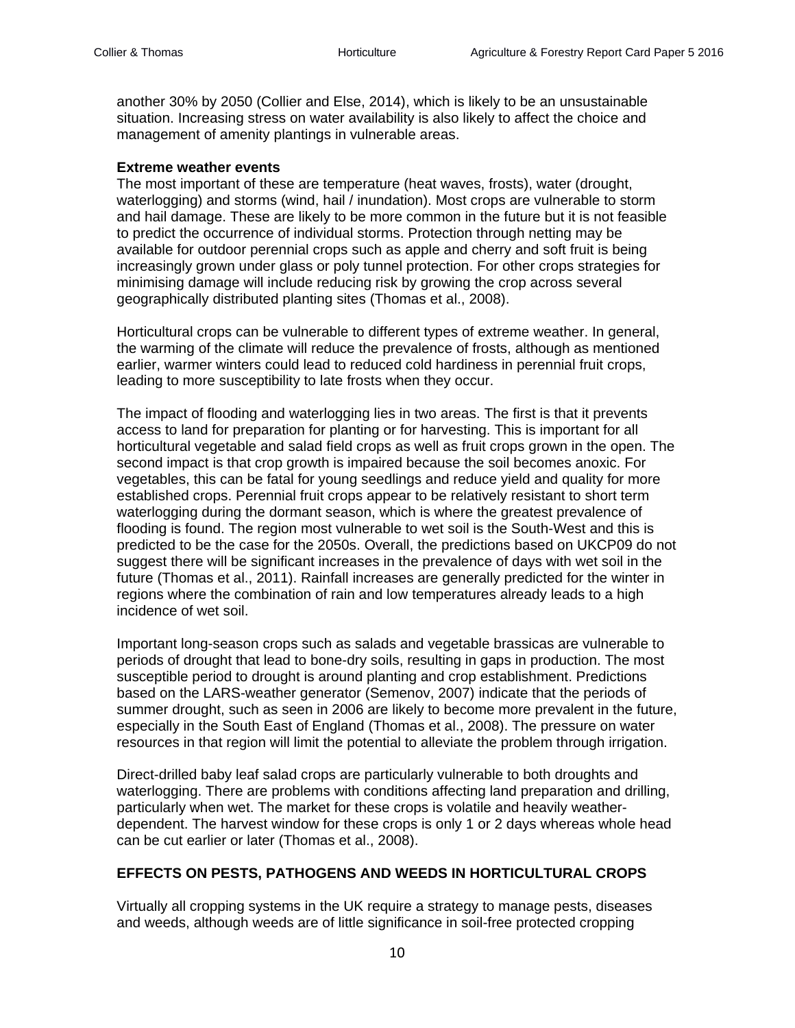another 30% by 2050 (Collier and Else, 2014), which is likely to be an unsustainable situation. Increasing stress on water availability is also likely to affect the choice and management of amenity plantings in vulnerable areas.

**Extreme weather events**

The most important of these are temperature (heat waves, frosts), water (drought, waterlogging) and storms (wind, hail / inundation). Most crops are vulnerable to storm and hail damage. These are likely to be more common in the future but it is not feasible to predict the occurrence of individual storms. Protection through netting may be available for outdoor perennial crops such as apple and cherry and soft fruit is being increasingly grown under glass or poly tunnel protection. For other crops strategies for minimising damage will include reducing risk by growing the crop across several geographically distributed planting sites (Thomas et al., 2008).

Horticultural crops can be vulnerable to different types of extreme weather. In general, the warming of the climate will reduce the prevalence of frosts, although as mentioned earlier, warmer winters could lead to reduced cold hardiness in perennial fruit crops, leading to more susceptibility to late frosts when they occur.

The impact of flooding and waterlogging lies in two areas. The first is that it prevents access to land for preparation for planting or for harvesting. This is important for all horticultural vegetable and salad field crops as well as fruit crops grown in the open. The second impact is that crop growth is impaired because the soil becomes anoxic. For vegetables, this can be fatal for young seedlings and reduce yield and quality for more established crops. Perennial fruit crops appear to be relatively resistant to short term waterlogging during the dormant season, which is where the greatest prevalence of flooding is found. The region most vulnerable to wet soil is the South-West and this is predicted to be the case for the 2050s. Overall, the predictions based on UKCP09 do not suggest there will be significant increases in the prevalence of days with wet soil in the future (Thomas et al., 2011). Rainfall increases are generally predicted for the winter in regions where the combination of rain and low temperatures already leads to a high incidence of wet soil.

Important long-season crops such as salads and vegetable brassicas are vulnerable to periods of drought that lead to bone-dry soils, resulting in gaps in production. The most susceptible period to drought is around planting and crop establishment. Predictions based on the LARS-weather generator (Semenov, 2007) indicate that the periods of summer drought, such as seen in 2006 are likely to become more prevalent in the future, especially in the South East of England (Thomas et al., 2008). The pressure on water resources in that region will limit the potential to alleviate the problem through irrigation.

Direct-drilled baby leaf salad crops are particularly vulnerable to both droughts and waterlogging. There are problems with conditions affecting land preparation and drilling, particularly when wet. The market for these crops is volatile and heavily weather-dependent. The harvest window for these crops is only 1 or 2 days whereas whole head can be cut earlier or later (Thomas et al., 2008).

## EFFECTS ON PESTS, PATHOGENS AND WEEDS IN HORTICULTURAL CROPS

Virtually all cropping systems in the UK require a strategy to manage pests, diseases and weeds, although weeds are of little significance in soil-free protected cropping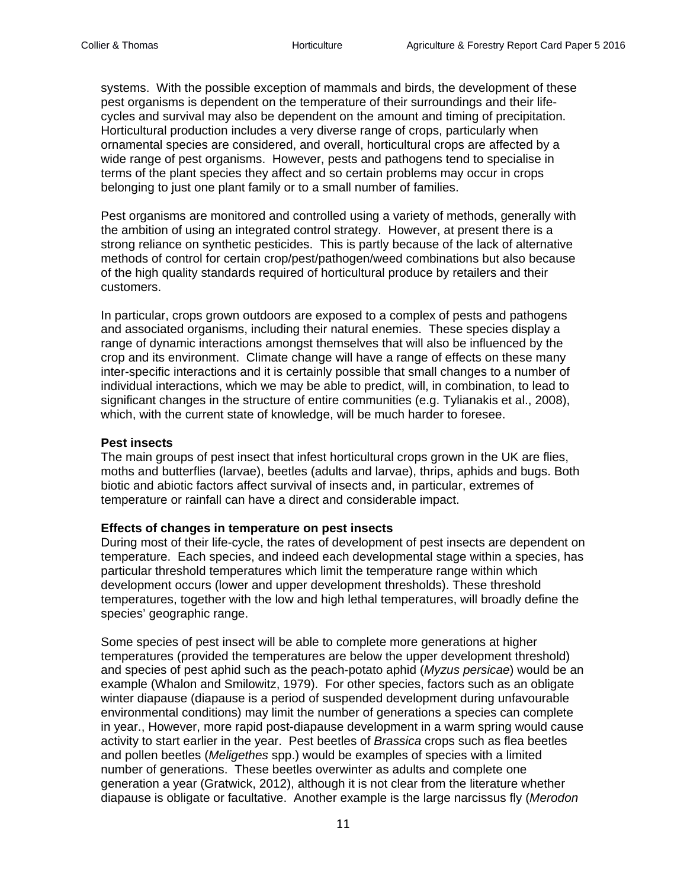systems. With the possible exception of mammals and birds, the development of these pest organisms is dependent on the temperature of their surroundings and their life-cycles and survival may also be dependent on the amount and timing of precipitation. Horticultural production includes a very diverse range of crops, particularly when ornamental species are considered, and overall, horticultural crops are affected by a wide range of pest organisms. However, pests and pathogens tend to specialise in terms of the plant species they affect and so certain problems may occur in crops belonging to just one plant family or to a small number of families.

Pest organisms are monitored and controlled using a variety of methods, generally with the ambition of using an integrated control strategy. However, at present there is a strong reliance on synthetic pesticides. This is partly because of the lack of alternative methods of control for certain crop/pest/pathogen/weed combinations but also because of the high quality standards required of horticultural produce by retailers and their customers.

In particular, crops grown outdoors are exposed to a complex of pests and pathogens and associated organisms, including their natural enemies. These species display a range of dynamic interactions amongst themselves that will also be influenced by the crop and its environment. Climate change will have a range of effects on these many inter-specific interactions and it is certainly possible that small changes to a number of individual interactions, which we may be able to predict, will, in combination, to lead to significant changes in the structure of entire communities (e.g. Tylianakis et al., 2008), which, with the current state of knowledge, will be much harder to foresee.

**Pest insects**

The main groups of pest insect that infest horticultural crops grown in the UK are flies, moths and butterflies (larvae), beetles (adults and larvae), thrips, aphids and bugs. Both biotic and abiotic factors affect survival of insects and, in particular, extremes of temperature or rainfall can have a direct and considerable impact.

**Effects of changes in temperature on pest insects**

During most of their life-cycle, the rates of development of pest insects are dependent on temperature. Each species, and indeed each developmental stage within a species, has particular threshold temperatures which limit the temperature range within which development occurs (lower and upper development thresholds). These threshold temperatures, together with the low and high lethal temperatures, will broadly define the species' geographic range.

Some species of pest insect will be able to complete more generations at higher temperatures (provided the temperatures are below the upper development threshold) and species of pest aphid such as the peach-potato aphid (*Myzus persicae*) would be an example (Whalon and Smilowitz, 1979). For other species, factors such as an obligate winter diapause (diapause is a period of suspended development during unfavourable environmental conditions) may limit the number of generations a species can complete in year., However, more rapid post-diapause development in a warm spring would cause activity to start earlier in the year. Pest beetles of *Brassica* crops such as flea beetles and pollen beetles (*Meligethes* spp.) would be examples of species with a limited number of generations. These beetles overwinter as adults and complete one generation a year (Gratwick, 2012), although it is not clear from the literature whether diapause is obligate or facultative. Another example is the large narcissus fly (*Merodon*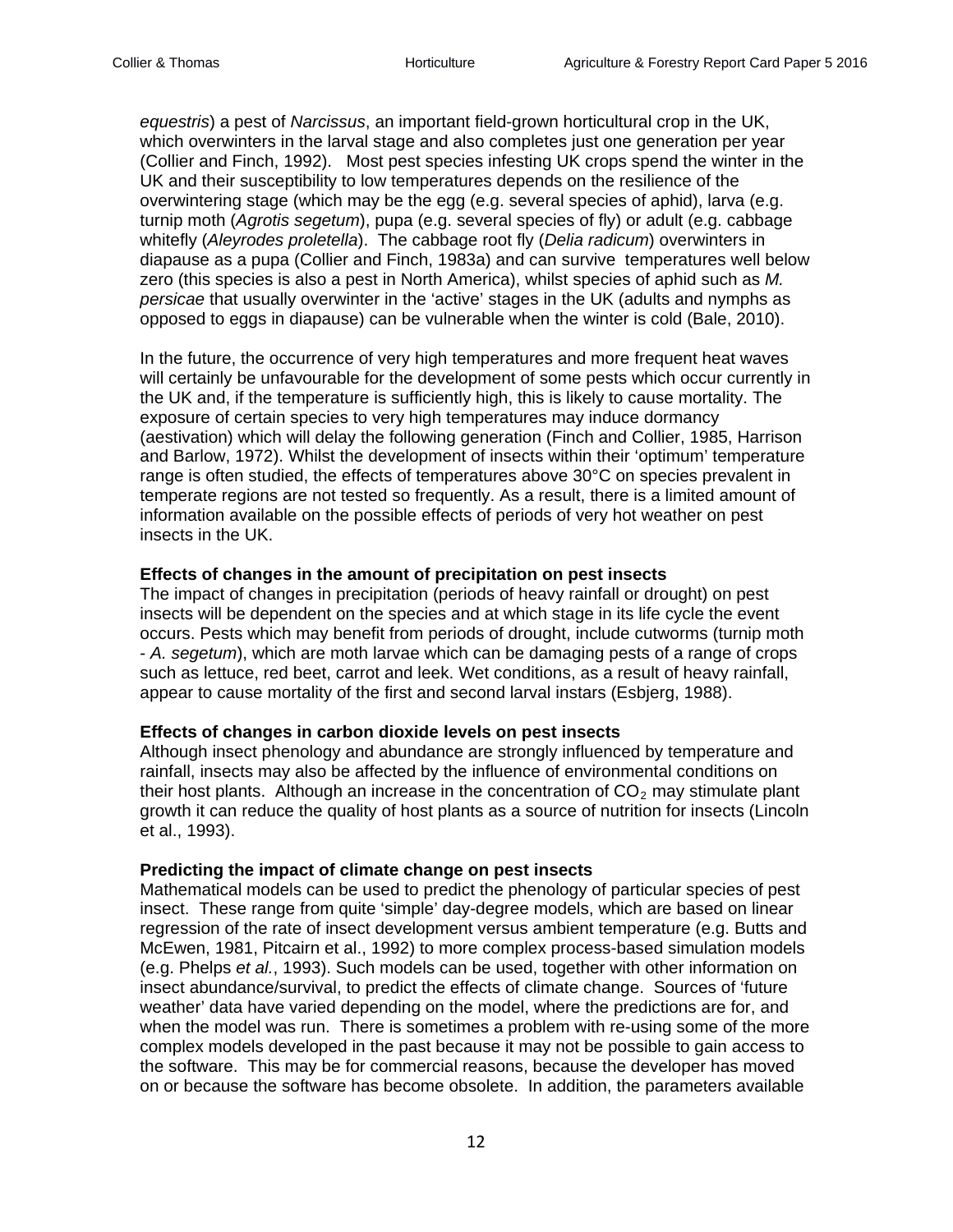*equestris*) a pest of *Narcissus*, an important field-grown horticultural crop in the UK, which overwinters in the larval stage and also completes just one generation per year (Collier and Finch, 1992). Most pest species infesting UK crops spend the winter in the UK and their susceptibility to low temperatures depends on the resilience of the overwintering stage (which may be the egg (e.g. several species of aphid), larva (e.g. turnip moth (*Agrotis segetum*), pupa (e.g. several species of fly) or adult (e.g. cabbage whitefly (*Aleyrodes proletella*). The cabbage root fly (*Delia radicum*) overwinters in diapause as a pupa (Collier and Finch, 1983a) and can survive temperatures well below zero (this species is also a pest in North America), whilst species of aphid such as *M. persicae* that usually overwinter in the 'active' stages in the UK (adults and nymphs as opposed to eggs in diapause) can be vulnerable when the winter is cold (Bale, 2010).

In the future, the occurrence of very high temperatures and more frequent heat waves will certainly be unfavourable for the development of some pests which occur currently in the UK and, if the temperature is sufficiently high, this is likely to cause mortality. The exposure of certain species to very high temperatures may induce dormancy (aestivation) which will delay the following generation (Finch and Collier, 1985, Harrison and Barlow, 1972). Whilst the development of insects within their 'optimum' temperature range is often studied, the effects of temperatures above 30°C on species prevalent in temperate regions are not tested so frequently. As a result, there is a limited amount of information available on the possible effects of periods of very hot weather on pest insects in the UK.

**Effects of changes in the amount of precipitation on pest insects**

The impact of changes in precipitation (periods of heavy rainfall or drought) on pest insects will be dependent on the species and at which stage in its life cycle the event occurs. Pests which may benefit from periods of drought, include cutworms (turnip moth - *A. segetum*), which are moth larvae which can be damaging pests of a range of crops such as lettuce, red beet, carrot and leek. Wet conditions, as a result of heavy rainfall, appear to cause mortality of the first and second larval instars (Esbjerg, 1988).

**Effects of changes in carbon dioxide levels on pest insects**

Although insect phenology and abundance are strongly influenced by temperature and rainfall, insects may also be affected by the influence of environmental conditions on their host plants. Although an increase in the concentration of $CO_2$ may stimulate plant growth it can reduce the quality of host plants as a source of nutrition for insects (Lincoln et al., 1993).

**Predicting the impact of climate change on pest insects**

Mathematical models can be used to predict the phenology of particular species of pest insect. These range from quite 'simple' day-degree models, which are based on linear regression of the rate of insect development versus ambient temperature (e.g. Butts and McEwen, 1981, Pitcairn et al., 1992) to more complex process-based simulation models (e.g. Phelps *et al.*, 1993). Such models can be used, together with other information on insect abundance/survival, to predict the effects of climate change. Sources of 'future weather' data have varied depending on the model, where the predictions are for, and when the model was run. There is sometimes a problem with re-using some of the more complex models developed in the past because it may not be possible to gain access to the software. This may be for commercial reasons, because the developer has moved on or because the software has become obsolete. In addition, the parameters available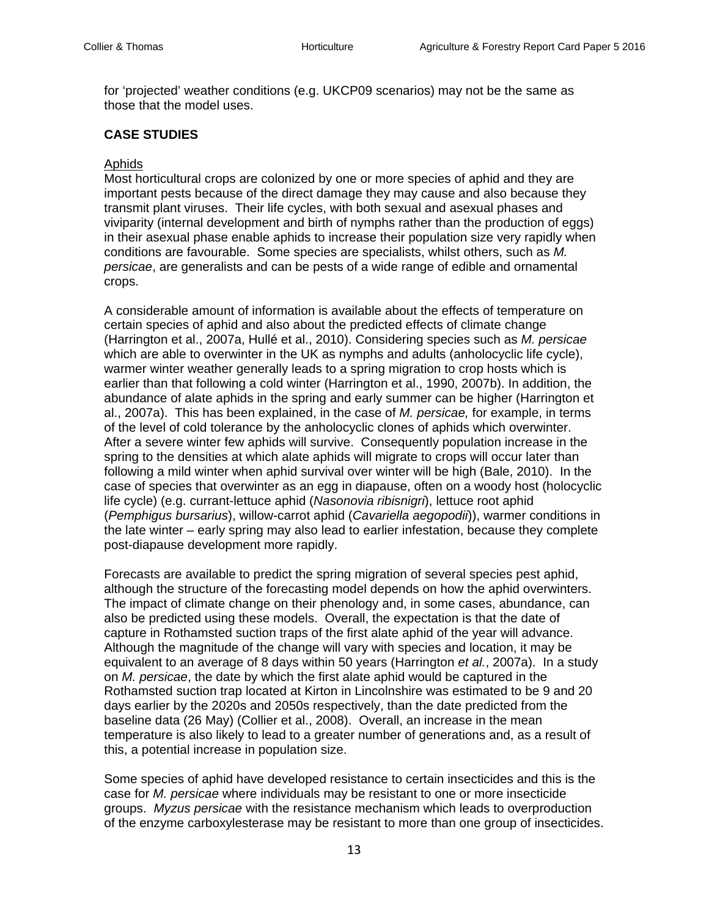for 'projected' weather conditions (e.g. UKCP09 scenarios) may not be the same as those that the model uses.

**CASE STUDIES**

Aphids

Most horticultural crops are colonized by one or more species of aphid and they are important pests because of the direct damage they may cause and also because they transmit plant viruses. Their life cycles, with both sexual and asexual phases and viviparity (internal development and birth of nymphs rather than the production of eggs) in their asexual phase enable aphids to increase their population size very rapidly when conditions are favourable. Some species are specialists, whilst others, such as *M. persicae*, are generalists and can be pests of a wide range of edible and ornamental crops.

A considerable amount of information is available about the effects of temperature on certain species of aphid and also about the predicted effects of climate change (Harrington et al., 2007a, Hullé et al., 2010). Considering species such as *M. persicae* which are able to overwinter in the UK as nymphs and adults (anholocyclic life cycle), warmer winter weather generally leads to a spring migration to crop hosts which is earlier than that following a cold winter (Harrington et al., 1990, 2007b). In addition, the abundance of alate aphids in the spring and early summer can be higher (Harrington et al., 2007a). This has been explained, in the case of *M. persicae,* for example, in terms of the level of cold tolerance by the anholocyclic clones of aphids which overwinter. After a severe winter few aphids will survive. Consequently population increase in the spring to the densities at which alate aphids will migrate to crops will occur later than following a mild winter when aphid survival over winter will be high (Bale, 2010). In the case of species that overwinter as an egg in diapause, often on a woody host (holocyclic life cycle) (e.g. currant-lettuce aphid (*Nasonovia ribisnigri*), lettuce root aphid (*Pemphigus bursarius*), willow-carrot aphid (*Cavariella aegopodii*)), warmer conditions in the late winter – early spring may also lead to earlier infestation, because they complete post-diapause development more rapidly.

Forecasts are available to predict the spring migration of several species pest aphid, although the structure of the forecasting model depends on how the aphid overwinters. The impact of climate change on their phenology and, in some cases, abundance, can also be predicted using these models. Overall, the expectation is that the date of capture in Rothamsted suction traps of the first alate aphid of the year will advance. Although the magnitude of the change will vary with species and location, it may be equivalent to an average of 8 days within 50 years (Harrington *et al.*, 2007a). In a study on *M. persicae*, the date by which the first alate aphid would be captured in the Rothamsted suction trap located at Kirton in Lincolnshire was estimated to be 9 and 20 days earlier by the 2020s and 2050s respectively, than the date predicted from the baseline data (26 May) (Collier et al., 2008). Overall, an increase in the mean temperature is also likely to lead to a greater number of generations and, as a result of this, a potential increase in population size.

Some species of aphid have developed resistance to certain insecticides and this is the case for *M. persicae* where individuals may be resistant to one or more insecticide groups. *Myzus persicae* with the resistance mechanism which leads to overproduction of the enzyme carboxylesterase may be resistant to more than one group of insecticides.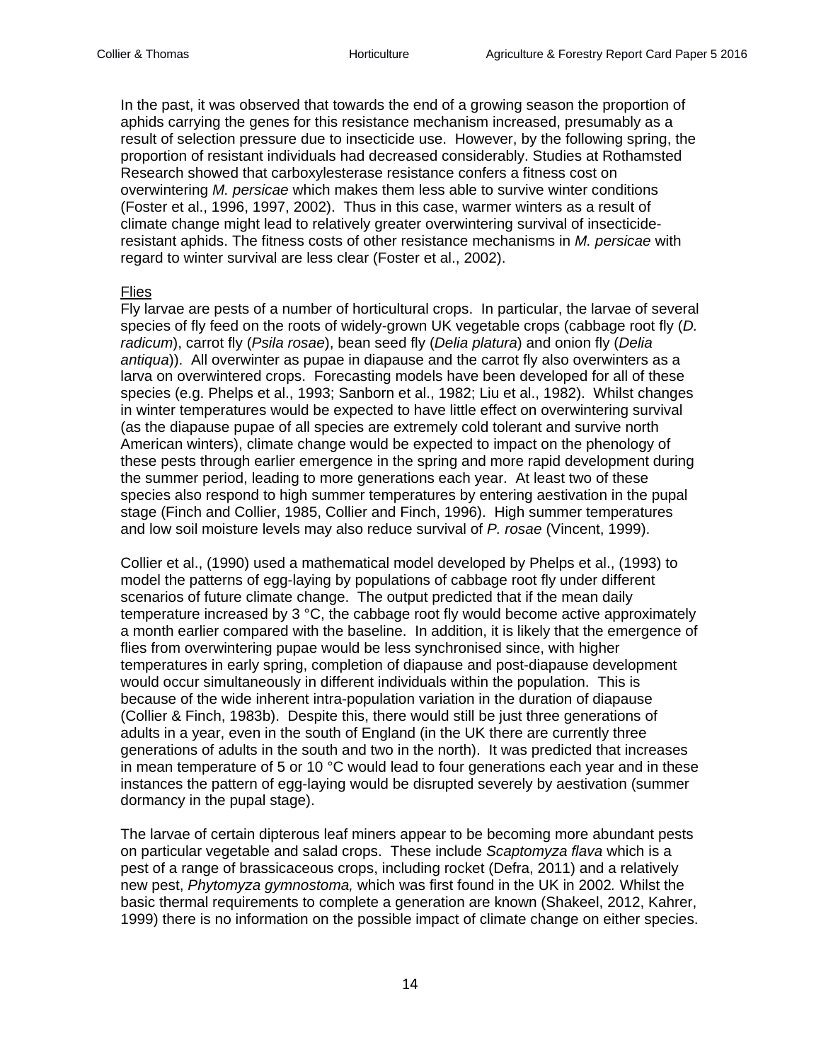In the past, it was observed that towards the end of a growing season the proportion of aphids carrying the genes for this resistance mechanism increased, presumably as a result of selection pressure due to insecticide use. However, by the following spring, the proportion of resistant individuals had decreased considerably. Studies at Rothamsted Research showed that carboxylesterase resistance confers a fitness cost on overwintering *M. persicae* which makes them less able to survive winter conditions (Foster et al., 1996, 1997, 2002). Thus in this case, warmer winters as a result of climate change might lead to relatively greater overwintering survival of insecticide-resistant aphids. The fitness costs of other resistance mechanisms in *M. persicae* with regard to winter survival are less clear (Foster et al., 2002).

Flies

Fly larvae are pests of a number of horticultural crops. In particular, the larvae of several species of fly feed on the roots of widely-grown UK vegetable crops (cabbage root fly (*D. radicum*), carrot fly (*Psila rosae*), bean seed fly (*Delia platura*) and onion fly (*Delia antiqua*)). All overwinter as pupae in diapause and the carrot fly also overwinters as a larva on overwintered crops. Forecasting models have been developed for all of these species (e.g. Phelps et al., 1993; Sanborn et al., 1982; Liu et al., 1982). Whilst changes in winter temperatures would be expected to have little effect on overwintering survival (as the diapause pupae of all species are extremely cold tolerant and survive north American winters), climate change would be expected to impact on the phenology of these pests through earlier emergence in the spring and more rapid development during the summer period, leading to more generations each year. At least two of these species also respond to high summer temperatures by entering aestivation in the pupal stage (Finch and Collier, 1985, Collier and Finch, 1996). High summer temperatures and low soil moisture levels may also reduce survival of *P. rosae* (Vincent, 1999).

Collier et al., (1990) used a mathematical model developed by Phelps et al., (1993) to model the patterns of egg-laying by populations of cabbage root fly under different scenarios of future climate change. The output predicted that if the mean daily temperature increased by 3 °C, the cabbage root fly would become active approximately a month earlier compared with the baseline. In addition, it is likely that the emergence of flies from overwintering pupae would be less synchronised since, with higher temperatures in early spring, completion of diapause and post-diapause development would occur simultaneously in different individuals within the population. This is because of the wide inherent intra-population variation in the duration of diapause (Collier & Finch, 1983b). Despite this, there would still be just three generations of adults in a year, even in the south of England (in the UK there are currently three generations of adults in the south and two in the north). It was predicted that increases in mean temperature of 5 or 10 °C would lead to four generations each year and in these instances the pattern of egg-laying would be disrupted severely by aestivation (summer dormancy in the pupal stage).

The larvae of certain dipterous leaf miners appear to be becoming more abundant pests on particular vegetable and salad crops. These include *Scaptomyza flava* which is a pest of a range of brassicaceous crops, including rocket (Defra, 2011) and a relatively new pest, *Phytomyza gymnostoma,* which was first found in the UK in 2002*.* Whilst the basic thermal requirements to complete a generation are known (Shakeel, 2012, Kahrer, 1999) there is no information on the possible impact of climate change on either species.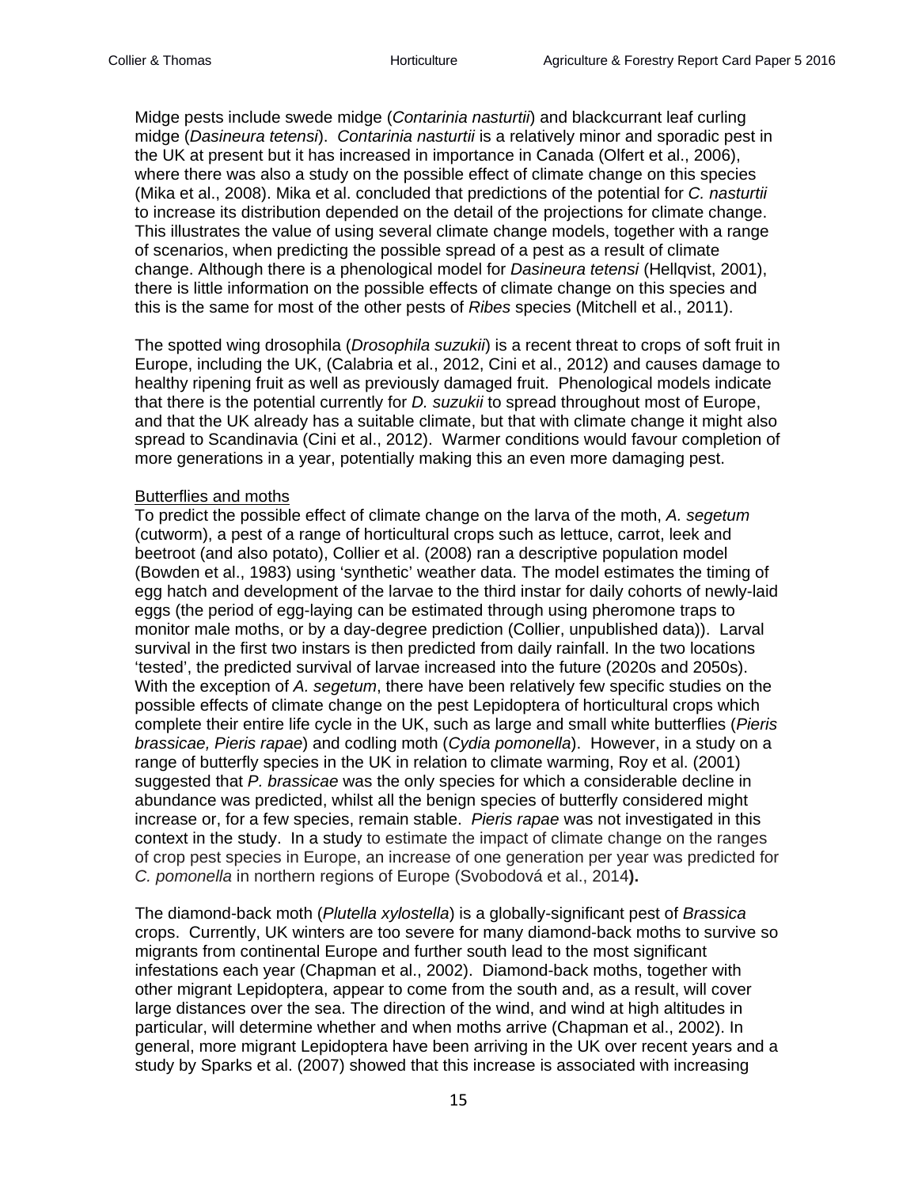Midge pests include swede midge (*Contarinia nasturtii*) and blackcurrant leaf curling midge (*Dasineura tetensi*). *Contarinia nasturtii* is a relatively minor and sporadic pest in the UK at present but it has increased in importance in Canada (Olfert et al., 2006), where there was also a study on the possible effect of climate change on this species (Mika et al., 2008). Mika et al. concluded that predictions of the potential for *C. nasturtii* to increase its distribution depended on the detail of the projections for climate change. This illustrates the value of using several climate change models, together with a range of scenarios, when predicting the possible spread of a pest as a result of climate change. Although there is a phenological model for *Dasineura tetensi* (Hellqvist, 2001), there is little information on the possible effects of climate change on this species and this is the same for most of the other pests of *Ribes* species (Mitchell et al., 2011).

The spotted wing drosophila (*Drosophila suzukii*) is a recent threat to crops of soft fruit in Europe, including the UK, (Calabria et al., 2012, Cini et al., 2012) and causes damage to healthy ripening fruit as well as previously damaged fruit. Phenological models indicate that there is the potential currently for *D. suzukii* to spread throughout most of Europe, and that the UK already has a suitable climate, but that with climate change it might also spread to Scandinavia (Cini et al., 2012). Warmer conditions would favour completion of more generations in a year, potentially making this an even more damaging pest.

<u>Butterflies and moths</u>

To predict the possible effect of climate change on the larva of the moth, *A. segetum* (cutworm), a pest of a range of horticultural crops such as lettuce, carrot, leek and beetroot (and also potato), Collier et al. (2008) ran a descriptive population model (Bowden et al., 1983) using 'synthetic' weather data. The model estimates the timing of egg hatch and development of the larvae to the third instar for daily cohorts of newly-laid eggs (the period of egg-laying can be estimated through using pheromone traps to monitor male moths, or by a day-degree prediction (Collier, unpublished data)). Larval survival in the first two instars is then predicted from daily rainfall. In the two locations 'tested', the predicted survival of larvae increased into the future (2020s and 2050s). With the exception of *A. segetum*, there have been relatively few specific studies on the possible effects of climate change on the pest Lepidoptera of horticultural crops which complete their entire life cycle in the UK, such as large and small white butterflies (*Pieris brassicae, Pieris rapae*) and codling moth (*Cydia pomonella*). However, in a study on a range of butterfly species in the UK in relation to climate warming, Roy et al. (2001) suggested that *P. brassicae* was the only species for which a considerable decline in abundance was predicted, whilst all the benign species of butterfly considered might increase or, for a few species, remain stable. *Pieris rapae* was not investigated in this context in the study. In a study to estimate the impact of climate change on the ranges of crop pest species in Europe, an increase of one generation per year was predicted for *C. pomonella* in northern regions of Europe (Svobodová et al., 2014**).**

The diamond-back moth (*Plutella xylostella*) is a globally-significant pest of *Brassica* crops. Currently, UK winters are too severe for many diamond-back moths to survive so migrants from continental Europe and further south lead to the most significant infestations each year (Chapman et al., 2002). Diamond-back moths, together with other migrant Lepidoptera, appear to come from the south and, as a result, will cover large distances over the sea. The direction of the wind, and wind at high altitudes in particular, will determine whether and when moths arrive (Chapman et al., 2002). In general, more migrant Lepidoptera have been arriving in the UK over recent years and a study by Sparks et al. (2007) showed that this increase is associated with increasing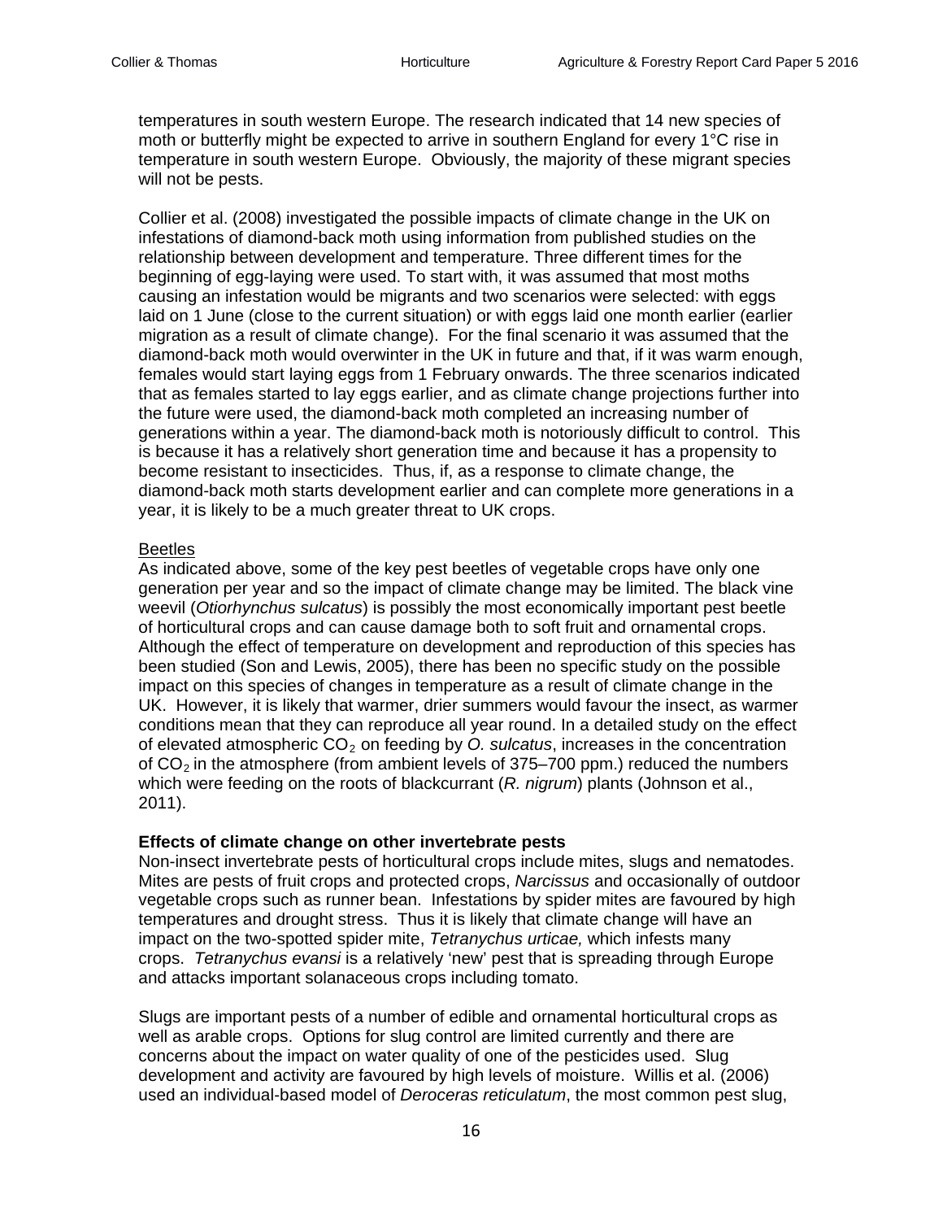temperatures in south western Europe. The research indicated that 14 new species of moth or butterfly might be expected to arrive in southern England for every 1°C rise in temperature in south western Europe. Obviously, the majority of these migrant species will not be pests.

Collier et al. (2008) investigated the possible impacts of climate change in the UK on infestations of diamond-back moth using information from published studies on the relationship between development and temperature. Three different times for the beginning of egg-laying were used. To start with, it was assumed that most moths causing an infestation would be migrants and two scenarios were selected: with eggs laid on 1 June (close to the current situation) or with eggs laid one month earlier (earlier migration as a result of climate change). For the final scenario it was assumed that the diamond-back moth would overwinter in the UK in future and that, if it was warm enough, females would start laying eggs from 1 February onwards. The three scenarios indicated that as females started to lay eggs earlier, and as climate change projections further into the future were used, the diamond-back moth completed an increasing number of generations within a year. The diamond-back moth is notoriously difficult to control. This is because it has a relatively short generation time and because it has a propensity to become resistant to insecticides. Thus, if, as a response to climate change, the diamond-back moth starts development earlier and can complete more generations in a year, it is likely to be a much greater threat to UK crops.

Beetles

As indicated above, some of the key pest beetles of vegetable crops have only one generation per year and so the impact of climate change may be limited. The black vine weevil (*Otiorhynchus sulcatus*) is possibly the most economically important pest beetle of horticultural crops and can cause damage both to soft fruit and ornamental crops. Although the effect of temperature on development and reproduction of this species has been studied (Son and Lewis, 2005), there has been no specific study on the possible impact on this species of changes in temperature as a result of climate change in the UK. However, it is likely that warmer, drier summers would favour the insect, as warmer conditions mean that they can reproduce all year round. In a detailed study on the effect of elevated atmospheric $CO_2$ on feeding by *O. sulcatus*, increases in the concentration of $CO_2$ in the atmosphere (from ambient levels of 375–700 ppm.) reduced the numbers which were feeding on the roots of blackcurrant (*R. nigrum*) plants (Johnson et al., 2011).

**Effects of climate change on other invertebrate pests**

Non-insect invertebrate pests of horticultural crops include mites, slugs and nematodes. Mites are pests of fruit crops and protected crops, *Narcissus* and occasionally of outdoor vegetable crops such as runner bean. Infestations by spider mites are favoured by high temperatures and drought stress. Thus it is likely that climate change will have an impact on the two-spotted spider mite, *Tetranychus urticae,* which infests many crops. *Tetranychus evansi* is a relatively 'new' pest that is spreading through Europe and attacks important solanaceous crops including tomato.

Slugs are important pests of a number of edible and ornamental horticultural crops as well as arable crops. Options for slug control are limited currently and there are concerns about the impact on water quality of one of the pesticides used. Slug development and activity are favoured by high levels of moisture. Willis et al. (2006) used an individual-based model of *Deroceras reticulatum*, the most common pest slug,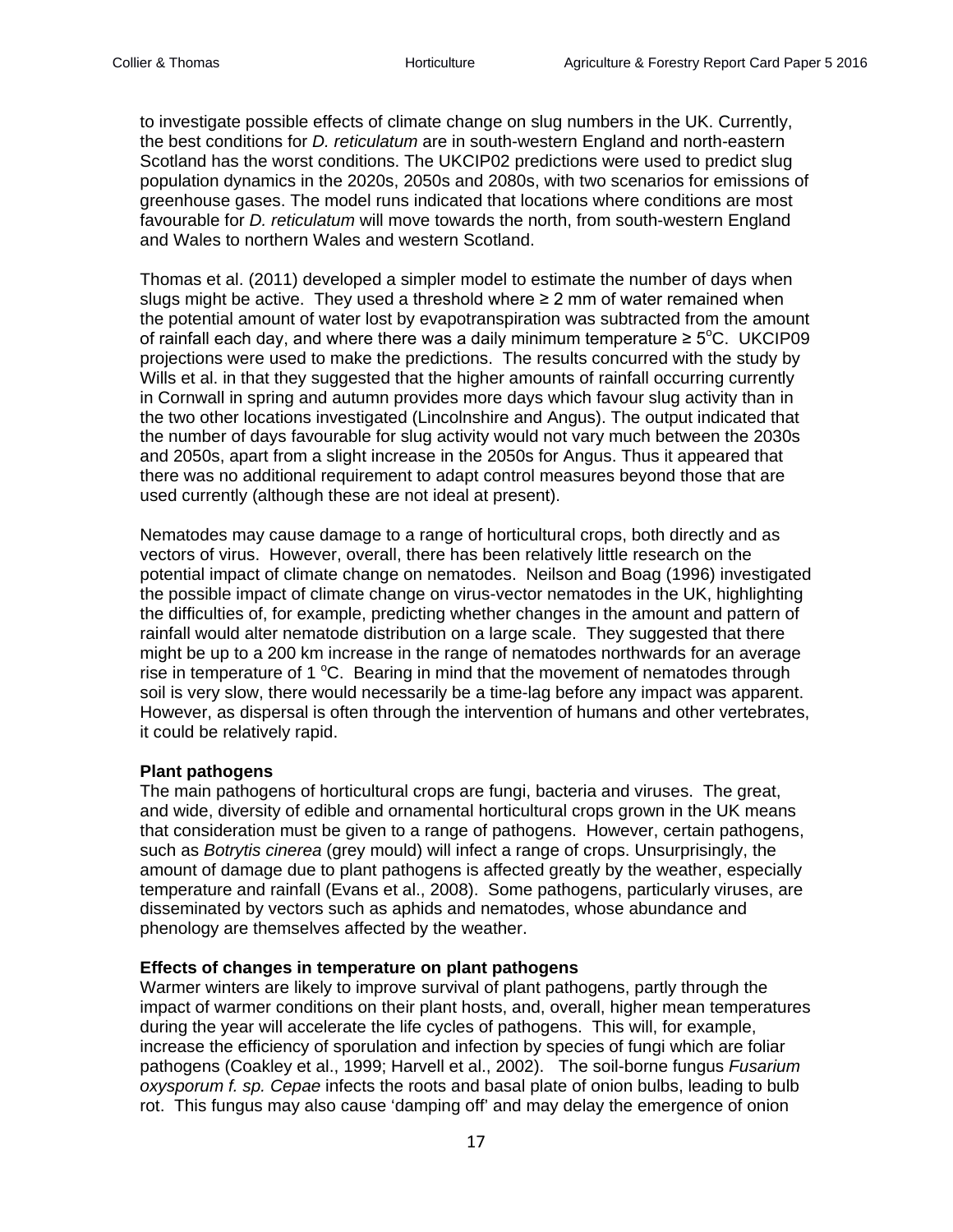to investigate possible effects of climate change on slug numbers in the UK. Currently, the best conditions for *D. reticulatum* are in south-western England and north-eastern Scotland has the worst conditions. The UKCIP02 predictions were used to predict slug population dynamics in the 2020s, 2050s and 2080s, with two scenarios for emissions of greenhouse gases. The model runs indicated that locations where conditions are most favourable for *D. reticulatum* will move towards the north, from south-western England and Wales to northern Wales and western Scotland.

Thomas et al. (2011) developed a simpler model to estimate the number of days when slugs might be active. They used a threshold where ≥ 2 mm of water remained when the potential amount of water lost by evapotranspiration was subtracted from the amount of rainfall each day, and where there was a daily minimum temperature ≥ 5°C. UKCIP09 projections were used to make the predictions. The results concurred with the study by Wills et al. in that they suggested that the higher amounts of rainfall occurring currently in Cornwall in spring and autumn provides more days which favour slug activity than in the two other locations investigated (Lincolnshire and Angus). The output indicated that the number of days favourable for slug activity would not vary much between the 2030s and 2050s, apart from a slight increase in the 2050s for Angus. Thus it appeared that there was no additional requirement to adapt control measures beyond those that are used currently (although these are not ideal at present).

Nematodes may cause damage to a range of horticultural crops, both directly and as vectors of virus. However, overall, there has been relatively little research on the potential impact of climate change on nematodes. Neilson and Boag (1996) investigated the possible impact of climate change on virus-vector nematodes in the UK, highlighting the difficulties of, for example, predicting whether changes in the amount and pattern of rainfall would alter nematode distribution on a large scale. They suggested that there might be up to a 200 km increase in the range of nematodes northwards for an average rise in temperature of 1 °C. Bearing in mind that the movement of nematodes through soil is very slow, there would necessarily be a time-lag before any impact was apparent. However, as dispersal is often through the intervention of humans and other vertebrates, it could be relatively rapid.

**Plant pathogens**

The main pathogens of horticultural crops are fungi, bacteria and viruses. The great, and wide, diversity of edible and ornamental horticultural crops grown in the UK means that consideration must be given to a range of pathogens. However, certain pathogens, such as *Botrytis cinerea* (grey mould) will infect a range of crops. Unsurprisingly, the amount of damage due to plant pathogens is affected greatly by the weather, especially temperature and rainfall (Evans et al., 2008). Some pathogens, particularly viruses, are disseminated by vectors such as aphids and nematodes, whose abundance and phenology are themselves affected by the weather.

**Effects of changes in temperature on plant pathogens**

Warmer winters are likely to improve survival of plant pathogens, partly through the impact of warmer conditions on their plant hosts, and, overall, higher mean temperatures during the year will accelerate the life cycles of pathogens. This will, for example, increase the efficiency of sporulation and infection by species of fungi which are foliar pathogens (Coakley et al., 1999; Harvell et al., 2002). The soil-borne fungus *Fusarium oxysporum f. sp. Cepae* infects the roots and basal plate of onion bulbs, leading to bulb rot. This fungus may also cause 'damping off' and may delay the emergence of onion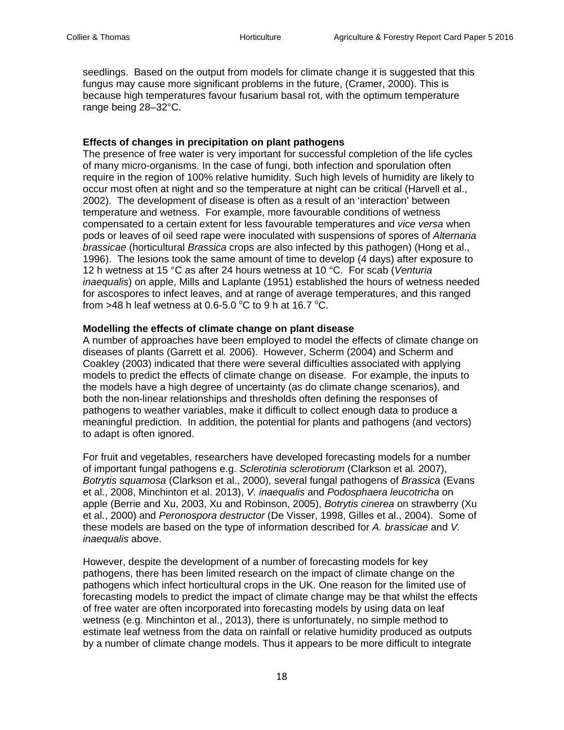seedlings. Based on the output from models for climate change it is suggested that this fungus may cause more significant problems in the future, (Cramer, 2000). This is because high temperatures favour fusarium basal rot, with the optimum temperature range being 28–32°C.

**Effects of changes in precipitation on plant pathogens**

The presence of free water is very important for successful completion of the life cycles of many micro-organisms. In the case of fungi, both infection and sporulation often require in the region of 100% relative humidity. Such high levels of humidity are likely to occur most often at night and so the temperature at night can be critical (Harvell et al., 2002). The development of disease is often as a result of an 'interaction' between temperature and wetness. For example, more favourable conditions of wetness compensated to a certain extent for less favourable temperatures and *vice versa* when pods or leaves of oil seed rape were inoculated with suspensions of spores of *Alternaria brassicae* (horticultural *Brassica* crops are also infected by this pathogen) (Hong et al., 1996). The lesions took the same amount of time to develop (4 days) after exposure to 12 h wetness at 15 °C as after 24 hours wetness at 10 °C. For scab (*Venturia inaequalis*) on apple, Mills and Laplante (1951) established the hours of wetness needed for ascospores to infect leaves, and at range of average temperatures, and this ranged from >48 h leaf wetness at 0.6-5.0 °C to 9 h at 16.7 °C.

**Modelling the effects of climate change on plant disease**

A number of approaches have been employed to model the effects of climate change on diseases of plants (Garrett et al. 2006). However, Scherm (2004) and Scherm and Coakley (2003) indicated that there were several difficulties associated with applying models to predict the effects of climate change on disease. For example, the inputs to the models have a high degree of uncertainty (as do climate change scenarios), and both the non-linear relationships and thresholds often defining the responses of pathogens to weather variables, make it difficult to collect enough data to produce a meaningful prediction. In addition, the potential for plants and pathogens (and vectors) to adapt is often ignored.

For fruit and vegetables, researchers have developed forecasting models for a number of important fungal pathogens e.g. *Sclerotinia sclerotiorum* (Clarkson et al. 2007), *Botrytis squamosa* (Clarkson et al., 2000), several fungal pathogens of *Brassica* (Evans et al., 2008, Minchinton et al. 2013), *V. inaequalis* and *Podosphaera leucotricha* on apple (Berrie and Xu, 2003, Xu and Robinson, 2005), *Botrytis cinerea* on strawberry (Xu et al., 2000) and *Peronospora destructor* (De Visser, 1998, Gilles et al., 2004). Some of these models are based on the type of information described for *A. brassicae* and *V. inaequalis* above.

However, despite the development of a number of forecasting models for key pathogens, there has been limited research on the impact of climate change on the pathogens which infect horticultural crops in the UK. One reason for the limited use of forecasting models to predict the impact of climate change may be that whilst the effects of free water are often incorporated into forecasting models by using data on leaf wetness (e.g. Minchinton et al., 2013), there is unfortunately, no simple method to estimate leaf wetness from the data on rainfall or relative humidity produced as outputs by a number of climate change models. Thus it appears to be more difficult to integrate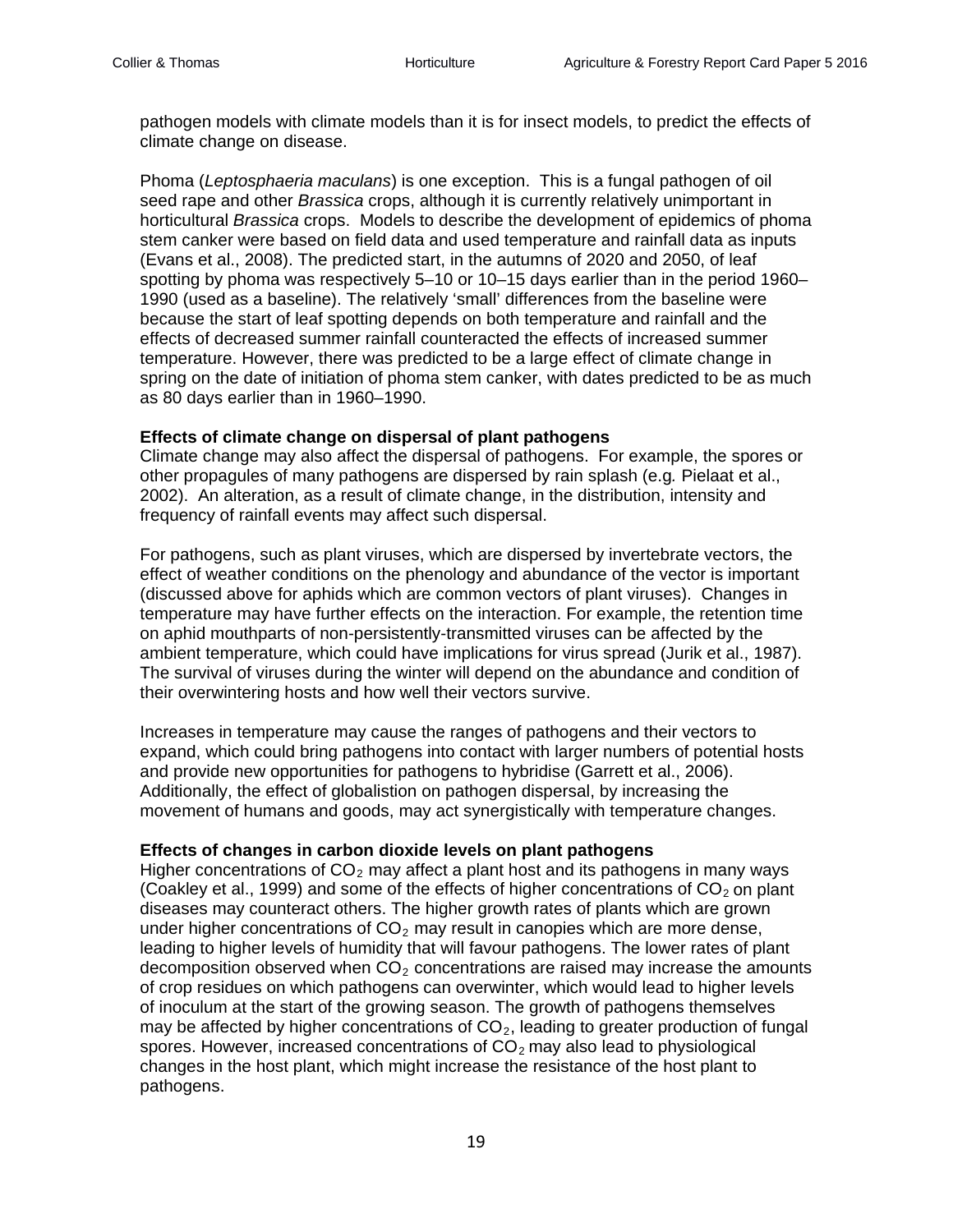pathogen models with climate models than it is for insect models, to predict the effects of climate change on disease.

Phoma (*Leptosphaeria maculans*) is one exception. This is a fungal pathogen of oil seed rape and other *Brassica* crops, although it is currently relatively unimportant in horticultural *Brassica* crops. Models to describe the development of epidemics of phoma stem canker were based on field data and used temperature and rainfall data as inputs (Evans et al., 2008). The predicted start, in the autumns of 2020 and 2050, of leaf spotting by phoma was respectively 5–10 or 10–15 days earlier than in the period 1960–1990 (used as a baseline). The relatively 'small' differences from the baseline were because the start of leaf spotting depends on both temperature and rainfall and the effects of decreased summer rainfall counteracted the effects of increased summer temperature. However, there was predicted to be a large effect of climate change in spring on the date of initiation of phoma stem canker, with dates predicted to be as much as 80 days earlier than in 1960–1990.

**Effects of climate change on dispersal of plant pathogens**

Climate change may also affect the dispersal of pathogens. For example, the spores or other propagules of many pathogens are dispersed by rain splash (e.g. Pielaat et al., 2002). An alteration, as a result of climate change, in the distribution, intensity and frequency of rainfall events may affect such dispersal.

For pathogens, such as plant viruses, which are dispersed by invertebrate vectors, the effect of weather conditions on the phenology and abundance of the vector is important (discussed above for aphids which are common vectors of plant viruses). Changes in temperature may have further effects on the interaction. For example, the retention time on aphid mouthparts of non-persistently-transmitted viruses can be affected by the ambient temperature, which could have implications for virus spread (Jurik et al., 1987). The survival of viruses during the winter will depend on the abundance and condition of their overwintering hosts and how well their vectors survive.

Increases in temperature may cause the ranges of pathogens and their vectors to expand, which could bring pathogens into contact with larger numbers of potential hosts and provide new opportunities for pathogens to hybridise (Garrett et al., 2006). Additionally, the effect of globalistion on pathogen dispersal, by increasing the movement of humans and goods, may act synergistically with temperature changes.

**Effects of changes in carbon dioxide levels on plant pathogens**

Higher concentrations of $CO_2$ may affect a plant host and its pathogens in many ways (Coakley et al., 1999) and some of the effects of higher concentrations of $CO_2$ on plant diseases may counteract others. The higher growth rates of plants which are grown under higher concentrations of $CO_2$ may result in canopies which are more dense, leading to higher levels of humidity that will favour pathogens. The lower rates of plant decomposition observed when $CO_2$ concentrations are raised may increase the amounts of crop residues on which pathogens can overwinter, which would lead to higher levels of inoculum at the start of the growing season. The growth of pathogens themselves may be affected by higher concentrations of $CO_2$, leading to greater production of fungal spores. However, increased concentrations of $CO_2$ may also lead to physiological changes in the host plant, which might increase the resistance of the host plant to pathogens.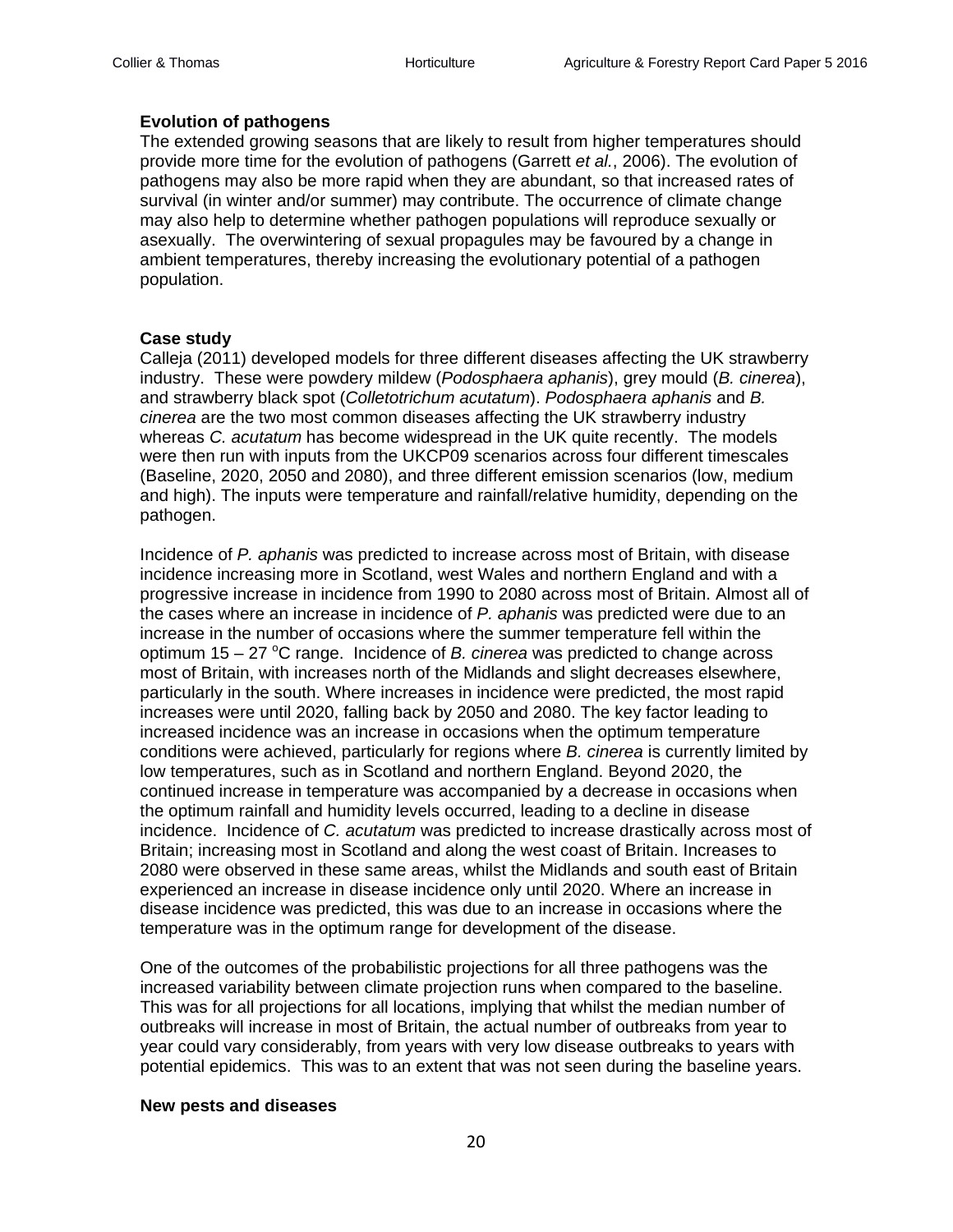### Evolution of pathogens

The extended growing seasons that are likely to result from higher temperatures should provide more time for the evolution of pathogens (Garrett *et al.*, 2006). The evolution of pathogens may also be more rapid when they are abundant, so that increased rates of survival (in winter and/or summer) may contribute. The occurrence of climate change may also help to determine whether pathogen populations will reproduce sexually or asexually. The overwintering of sexual propagules may be favoured by a change in ambient temperatures, thereby increasing the evolutionary potential of a pathogen population.

### Case study

Calleja (2011) developed models for three different diseases affecting the UK strawberry industry. These were powdery mildew (*Podosphaera aphanis*), grey mould (*B. cinerea*), and strawberry black spot (*Colletotrichum acutatum*). *Podosphaera aphanis* and *B. cinerea* are the two most common diseases affecting the UK strawberry industry whereas *C. acutatum* has become widespread in the UK quite recently. The models were then run with inputs from the UKCP09 scenarios across four different timescales (Baseline, 2020, 2050 and 2080), and three different emission scenarios (low, medium and high). The inputs were temperature and rainfall/relative humidity, depending on the pathogen.

Incidence of *P. aphanis* was predicted to increase across most of Britain, with disease incidence increasing more in Scotland, west Wales and northern England and with a progressive increase in incidence from 1990 to 2080 across most of Britain. Almost all of the cases where an increase in incidence of *P. aphanis* was predicted were due to an increase in the number of occasions where the summer temperature fell within the optimum 15 – 27 $^{o}$C range. Incidence of *B. cinerea* was predicted to change across most of Britain, with increases north of the Midlands and slight decreases elsewhere, particularly in the south. Where increases in incidence were predicted, the most rapid increases were until 2020, falling back by 2050 and 2080. The key factor leading to increased incidence was an increase in occasions when the optimum temperature conditions were achieved, particularly for regions where *B. cinerea* is currently limited by low temperatures, such as in Scotland and northern England. Beyond 2020, the continued increase in temperature was accompanied by a decrease in occasions when the optimum rainfall and humidity levels occurred, leading to a decline in disease incidence. Incidence of *C. acutatum* was predicted to increase drastically across most of Britain; increasing most in Scotland and along the west coast of Britain. Increases to 2080 were observed in these same areas, whilst the Midlands and south east of Britain experienced an increase in disease incidence only until 2020. Where an increase in disease incidence was predicted, this was due to an increase in occasions where the temperature was in the optimum range for development of the disease.

One of the outcomes of the probabilistic projections for all three pathogens was the increased variability between climate projection runs when compared to the baseline. This was for all projections for all locations, implying that whilst the median number of outbreaks will increase in most of Britain, the actual number of outbreaks from year to year could vary considerably, from years with very low disease outbreaks to years with potential epidemics. This was to an extent that was not seen during the baseline years.

### New pests and diseases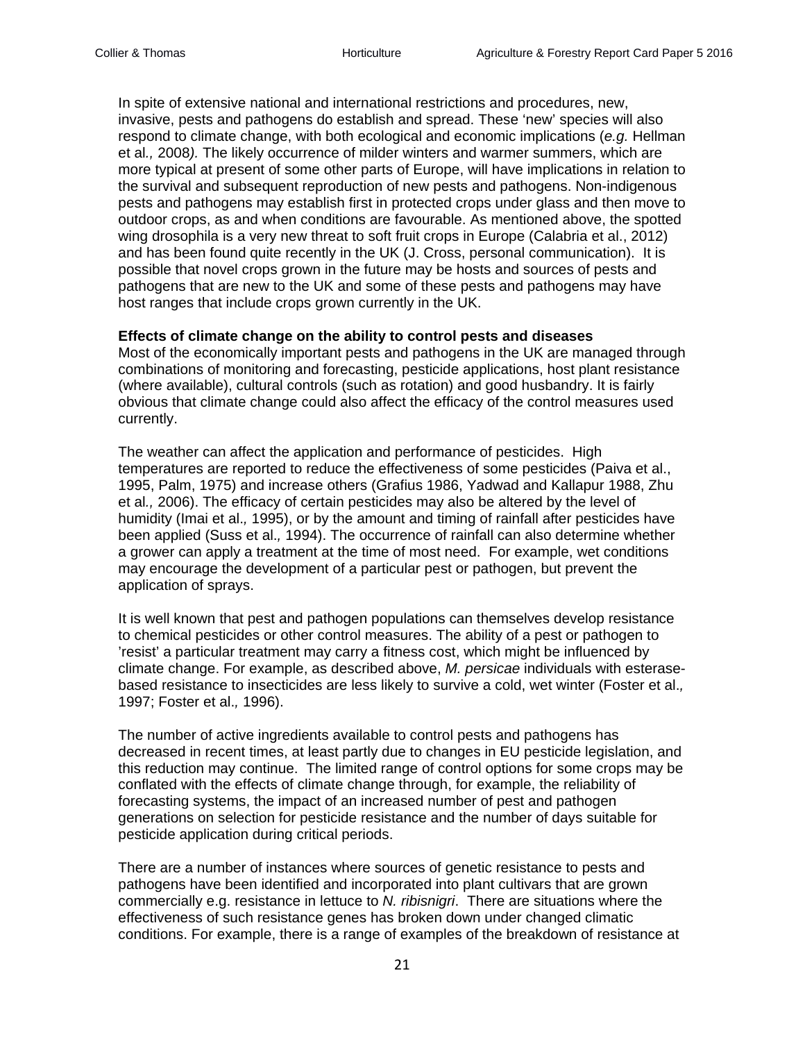In spite of extensive national and international restrictions and procedures, new, invasive, pests and pathogens do establish and spread. These 'new' species will also respond to climate change, with both ecological and economic implications (*e.g.* Hellman et al*.,* 2008*).* The likely occurrence of milder winters and warmer summers, which are more typical at present of some other parts of Europe, will have implications in relation to the survival and subsequent reproduction of new pests and pathogens. Non-indigenous pests and pathogens may establish first in protected crops under glass and then move to outdoor crops, as and when conditions are favourable. As mentioned above, the spotted wing drosophila is a very new threat to soft fruit crops in Europe (Calabria et al., 2012) and has been found quite recently in the UK (J. Cross, personal communication). It is possible that novel crops grown in the future may be hosts and sources of pests and pathogens that are new to the UK and some of these pests and pathogens may have host ranges that include crops grown currently in the UK.

**Effects of climate change on the ability to control pests and diseases**

Most of the economically important pests and pathogens in the UK are managed through combinations of monitoring and forecasting, pesticide applications, host plant resistance (where available), cultural controls (such as rotation) and good husbandry. It is fairly obvious that climate change could also affect the efficacy of the control measures used currently.

The weather can affect the application and performance of pesticides. High temperatures are reported to reduce the effectiveness of some pesticides (Paiva et al., 1995, Palm, 1975) and increase others (Grafius 1986, Yadwad and Kallapur 1988, Zhu et al*.,* 2006). The efficacy of certain pesticides may also be altered by the level of humidity (Imai et al*.,* 1995), or by the amount and timing of rainfall after pesticides have been applied (Suss et al*.,* 1994). The occurrence of rainfall can also determine whether a grower can apply a treatment at the time of most need. For example, wet conditions may encourage the development of a particular pest or pathogen, but prevent the application of sprays.

It is well known that pest and pathogen populations can themselves develop resistance to chemical pesticides or other control measures. The ability of a pest or pathogen to 'resist' a particular treatment may carry a fitness cost, which might be influenced by climate change. For example, as described above, *M. persicae* individuals with esterase-based resistance to insecticides are less likely to survive a cold, wet winter (Foster et al*.,* 1997; Foster et al*.,* 1996).

The number of active ingredients available to control pests and pathogens has decreased in recent times, at least partly due to changes in EU pesticide legislation, and this reduction may continue. The limited range of control options for some crops may be conflated with the effects of climate change through, for example, the reliability of forecasting systems, the impact of an increased number of pest and pathogen generations on selection for pesticide resistance and the number of days suitable for pesticide application during critical periods.

There are a number of instances where sources of genetic resistance to pests and pathogens have been identified and incorporated into plant cultivars that are grown commercially e.g. resistance in lettuce to *N. ribisnigri*. There are situations where the effectiveness of such resistance genes has broken down under changed climatic conditions. For example, there is a range of examples of the breakdown of resistance at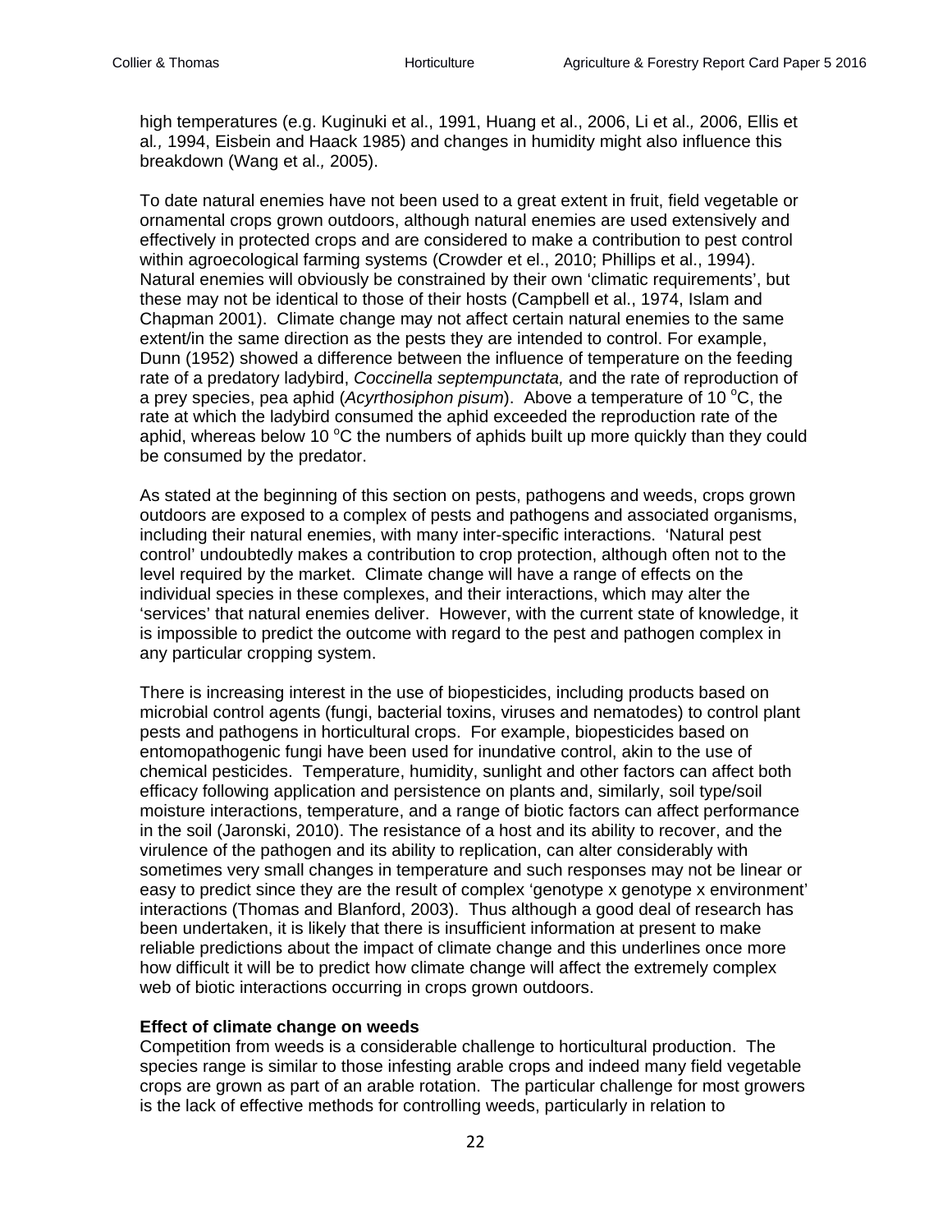high temperatures (e.g. Kuginuki et al., 1991, Huang et al., 2006, Li et al*.,* 2006, Ellis et al*.,* 1994, Eisbein and Haack 1985) and changes in humidity might also influence this breakdown (Wang et al.*,* 2005).

To date natural enemies have not been used to a great extent in fruit, field vegetable or ornamental crops grown outdoors, although natural enemies are used extensively and effectively in protected crops and are considered to make a contribution to pest control within agroecological farming systems (Crowder et el., 2010; Phillips et al., 1994). Natural enemies will obviously be constrained by their own 'climatic requirements', but these may not be identical to those of their hosts (Campbell et al., 1974, Islam and Chapman 2001). Climate change may not affect certain natural enemies to the same extent/in the same direction as the pests they are intended to control. For example, Dunn (1952) showed a difference between the influence of temperature on the feeding rate of a predatory ladybird, *Coccinella septempunctata,* and the rate of reproduction of a prey species, pea aphid (*Acyrthosiphon pisum*). Above a temperature of 10 $^{o}$C, the rate at which the ladybird consumed the aphid exceeded the reproduction rate of the aphid, whereas below 10 $^{o}$C the numbers of aphids built up more quickly than they could be consumed by the predator.

As stated at the beginning of this section on pests, pathogens and weeds, crops grown outdoors are exposed to a complex of pests and pathogens and associated organisms, including their natural enemies, with many inter-specific interactions. 'Natural pest control' undoubtedly makes a contribution to crop protection, although often not to the level required by the market. Climate change will have a range of effects on the individual species in these complexes, and their interactions, which may alter the 'services' that natural enemies deliver. However, with the current state of knowledge, it is impossible to predict the outcome with regard to the pest and pathogen complex in any particular cropping system.

There is increasing interest in the use of biopesticides, including products based on microbial control agents (fungi, bacterial toxins, viruses and nematodes) to control plant pests and pathogens in horticultural crops. For example, biopesticides based on entomopathogenic fungi have been used for inundative control, akin to the use of chemical pesticides. Temperature, humidity, sunlight and other factors can affect both efficacy following application and persistence on plants and, similarly, soil type/soil moisture interactions, temperature, and a range of biotic factors can affect performance in the soil (Jaronski, 2010). The resistance of a host and its ability to recover, and the virulence of the pathogen and its ability to replication, can alter considerably with sometimes very small changes in temperature and such responses may not be linear or easy to predict since they are the result of complex 'genotype x genotype x environment' interactions (Thomas and Blanford, 2003). Thus although a good deal of research has been undertaken, it is likely that there is insufficient information at present to make reliable predictions about the impact of climate change and this underlines once more how difficult it will be to predict how climate change will affect the extremely complex web of biotic interactions occurring in crops grown outdoors.

**Effect of climate change on weeds**

Competition from weeds is a considerable challenge to horticultural production. The species range is similar to those infesting arable crops and indeed many field vegetable crops are grown as part of an arable rotation. The particular challenge for most growers is the lack of effective methods for controlling weeds, particularly in relation to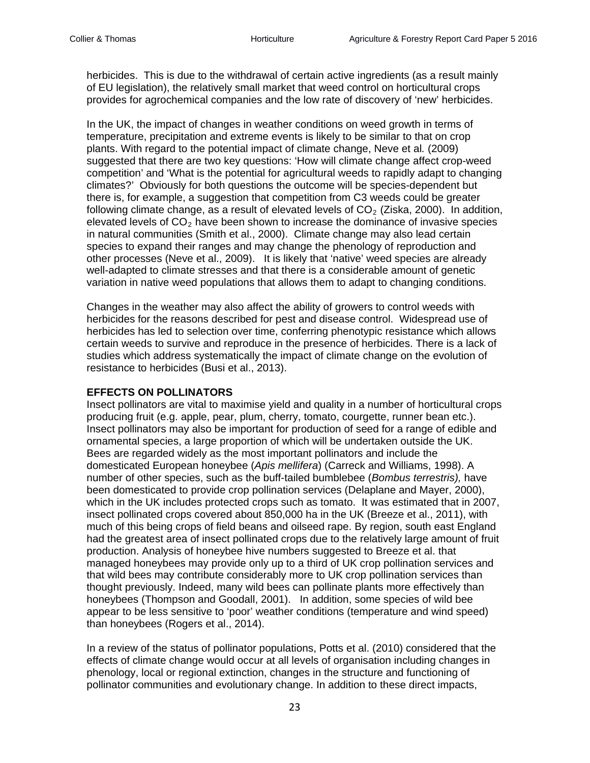herbicides. This is due to the withdrawal of certain active ingredients (as a result mainly of EU legislation), the relatively small market that weed control on horticultural crops provides for agrochemical companies and the low rate of discovery of 'new' herbicides.

In the UK, the impact of changes in weather conditions on weed growth in terms of temperature, precipitation and extreme events is likely to be similar to that on crop plants. With regard to the potential impact of climate change, Neve et al*.* (2009) suggested that there are two key questions: 'How will climate change affect crop-weed competition' and 'What is the potential for agricultural weeds to rapidly adapt to changing climates?' Obviously for both questions the outcome will be species-dependent but there is, for example, a suggestion that competition from C3 weeds could be greater following climate change, as a result of elevated levels of $CO_2$ (Ziska, 2000). In addition, elevated levels of $CO_2$ have been shown to increase the dominance of invasive species in natural communities (Smith et al., 2000). Climate change may also lead certain species to expand their ranges and may change the phenology of reproduction and other processes (Neve et al., 2009). It is likely that 'native' weed species are already well-adapted to climate stresses and that there is a considerable amount of genetic variation in native weed populations that allows them to adapt to changing conditions.

Changes in the weather may also affect the ability of growers to control weeds with herbicides for the reasons described for pest and disease control. Widespread use of herbicides has led to selection over time, conferring phenotypic resistance which allows certain weeds to survive and reproduce in the presence of herbicides. There is a lack of studies which address systematically the impact of climate change on the evolution of resistance to herbicides (Busi et al., 2013).

**EFFECTS ON POLLINATORS**

Insect pollinators are vital to maximise yield and quality in a number of horticultural crops producing fruit (e.g. apple, pear, plum, cherry, tomato, courgette, runner bean etc.). Insect pollinators may also be important for production of seed for a range of edible and ornamental species, a large proportion of which will be undertaken outside the UK. Bees are regarded widely as the most important pollinators and include the domesticated European honeybee (*Apis mellifera*) (Carreck and Williams, 1998). A number of other species, such as the buff-tailed bumblebee (*Bombus terrestris),* have been domesticated to provide crop pollination services (Delaplane and Mayer, 2000), which in the UK includes protected crops such as tomato. It was estimated that in 2007, insect pollinated crops covered about 850,000 ha in the UK (Breeze et al., 2011), with much of this being crops of field beans and oilseed rape. By region, south east England had the greatest area of insect pollinated crops due to the relatively large amount of fruit production. Analysis of honeybee hive numbers suggested to Breeze et al. that managed honeybees may provide only up to a third of UK crop pollination services and that wild bees may contribute considerably more to UK crop pollination services than thought previously. Indeed, many wild bees can pollinate plants more effectively than honeybees (Thompson and Goodall, 2001). In addition, some species of wild bee appear to be less sensitive to 'poor' weather conditions (temperature and wind speed) than honeybees (Rogers et al., 2014).

In a review of the status of pollinator populations, Potts et al. (2010) considered that the effects of climate change would occur at all levels of organisation including changes in phenology, local or regional extinction, changes in the structure and functioning of pollinator communities and evolutionary change. In addition to these direct impacts,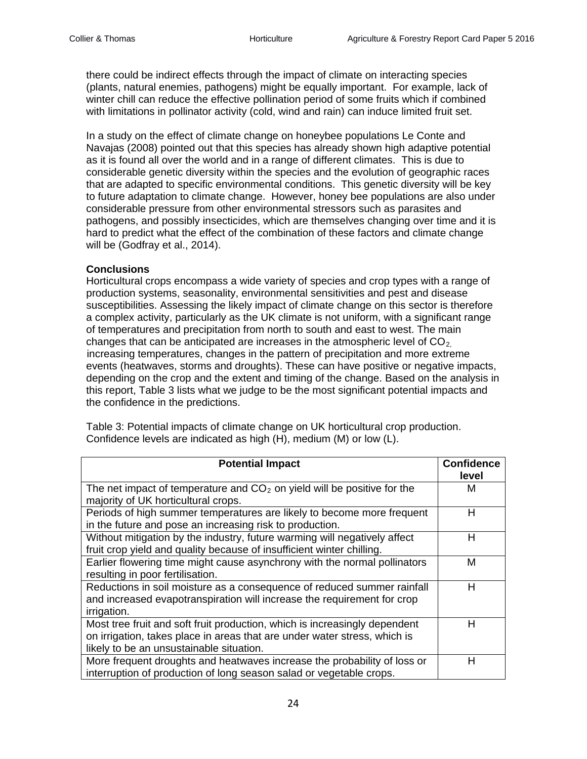there could be indirect effects through the impact of climate on interacting species (plants, natural enemies, pathogens) might be equally important. For example, lack of winter chill can reduce the effective pollination period of some fruits which if combined with limitations in pollinator activity (cold, wind and rain) can induce limited fruit set.

In a study on the effect of climate change on honeybee populations Le Conte and Navajas (2008) pointed out that this species has already shown high adaptive potential as it is found all over the world and in a range of different climates. This is due to considerable genetic diversity within the species and the evolution of geographic races that are adapted to specific environmental conditions. This genetic diversity will be key to future adaptation to climate change. However, honey bee populations are also under considerable pressure from other environmental stressors such as parasites and pathogens, and possibly insecticides, which are themselves changing over time and it is hard to predict what the effect of the combination of these factors and climate change will be (Godfray et al., 2014).

**Conclusions**

Horticultural crops encompass a wide variety of species and crop types with a range of production systems, seasonality, environmental sensitivities and pest and disease susceptibilities. Assessing the likely impact of climate change on this sector is therefore a complex activity, particularly as the UK climate is not uniform, with a significant range of temperatures and precipitation from north to south and east to west. The main changes that can be anticipated are increases in the atmospheric level of $CO_2$, increasing temperatures, changes in the pattern of precipitation and more extreme events (heatwaves, storms and droughts). These can have positive or negative impacts, depending on the crop and the extent and timing of the change. Based on the analysis in this report, Table 3 lists what we judge to be the most significant potential impacts and the confidence in the predictions.

Table 3: Potential impacts of climate change on UK horticultural crop production. Confidence levels are indicated as high (H), medium (M) or low (L).

| Potential Impact | Confidence level |
|---|---|
| The net impact of temperature and $CO_2$ on yield will be positive for the majority of UK horticultural crops. | M |
| Periods of high summer temperatures are likely to become more frequent in the future and pose an increasing risk to production. | H |
| Without mitigation by the industry, future warming will negatively affect fruit crop yield and quality because of insufficient winter chilling. | H |
| Earlier flowering time might cause asynchrony with the normal pollinators resulting in poor fertilisation. | M |
| Reductions in soil moisture as a consequence of reduced summer rainfall and increased evapotranspiration will increase the requirement for crop irrigation. | H |
| Most tree fruit and soft fruit production, which is increasingly dependent on irrigation, takes place in areas that are under water stress, which is likely to be an unsustainable situation. | H |
| More frequent droughts and heatwaves increase the probability of loss or interruption of production of long season salad or vegetable crops. | H |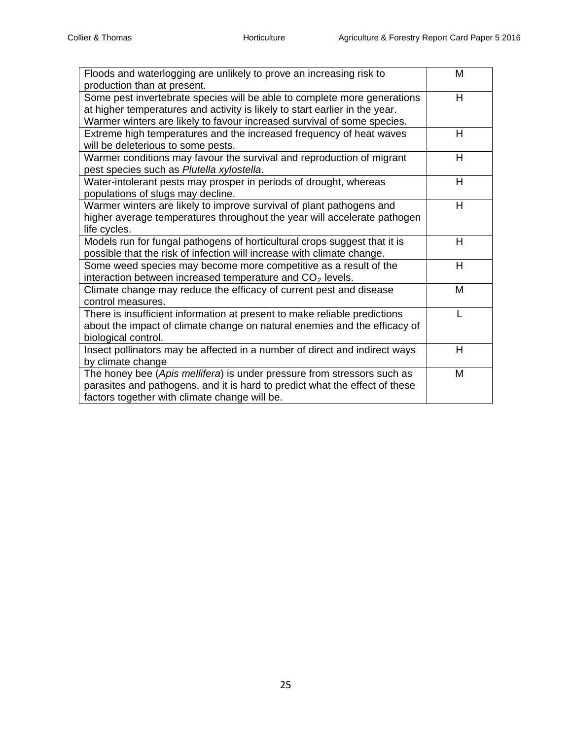| | |
|---|---|
| Floods and waterlogging are unlikely to prove an increasing risk to production than at present. | M |
| Some pest invertebrate species will be able to complete more generations at higher temperatures and activity is likely to start earlier in the year. Warmer winters are likely to favour increased survival of some species. | H |
| Extreme high temperatures and the increased frequency of heat waves will be deleterious to some pests. | H |
| Warmer conditions may favour the survival and reproduction of migrant pest species such as *Plutella xylostella*. | H |
| Water-intolerant pests may prosper in periods of drought, whereas populations of slugs may decline. | H |
| Warmer winters are likely to improve survival of plant pathogens and higher average temperatures throughout the year will accelerate pathogen life cycles. | H |
| Models run for fungal pathogens of horticultural crops suggest that it is possible that the risk of infection will increase with climate change. | H |
| Some weed species may become more competitive as a result of the interaction between increased temperature and $CO_2$ levels. | H |
| Climate change may reduce the efficacy of current pest and disease control measures. | M |
| There is insufficient information at present to make reliable predictions about the impact of climate change on natural enemies and the efficacy of biological control. | L |
| Insect pollinators may be affected in a number of direct and indirect ways by climate change | H |
| The honey bee (*Apis mellifera*) is under pressure from stressors such as parasites and pathogens, and it is hard to predict what the effect of these factors together with climate change will be. | M |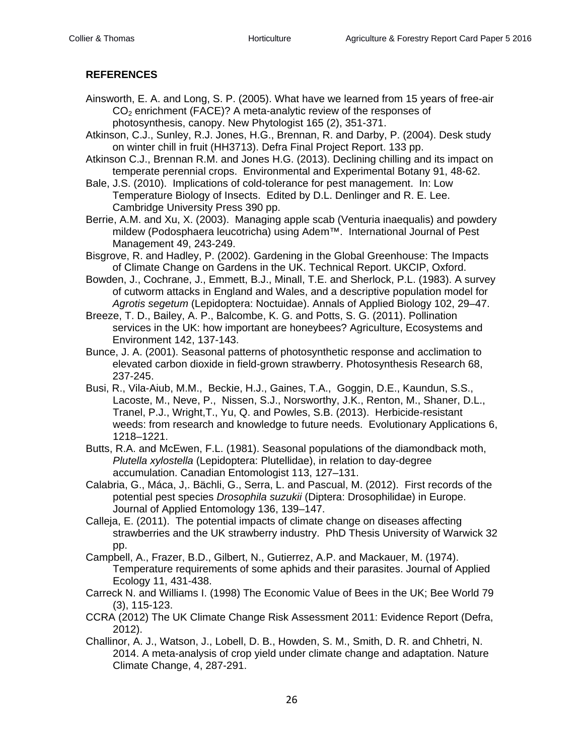## REFERENCES

Ainsworth, E. A. and Long, S. P. (2005). What have we learned from 15 years of free-air $CO_2$ enrichment (FACE)? A meta-analytic review of the responses of photosynthesis, canopy. New Phytologist 165 (2), 351-371.

Atkinson, C.J., Sunley, R.J. Jones, H.G., Brennan, R. and Darby, P. (2004). Desk study on winter chill in fruit (HH3713). Defra Final Project Report. 133 pp.

Atkinson C.J., Brennan R.M. and Jones H.G. (2013). Declining chilling and its impact on temperate perennial crops. Environmental and Experimental Botany 91, 48-62.

Bale, J.S. (2010). Implications of cold-tolerance for pest management. In: Low Temperature Biology of Insects. Edited by D.L. Denlinger and R. E. Lee. Cambridge University Press 390 pp.

Berrie, A.M. and Xu, X. (2003). Managing apple scab (Venturia inaequalis) and powdery mildew (Podosphaera leucotricha) using Adem™. International Journal of Pest Management 49, 243-249.

Bisgrove, R. and Hadley, P. (2002). Gardening in the Global Greenhouse: The Impacts of Climate Change on Gardens in the UK. Technical Report. UKCIP, Oxford.

Bowden, J., Cochrane, J., Emmett, B.J., Minall, T.E. and Sherlock, P.L. (1983). A survey of cutworm attacks in England and Wales, and a descriptive population model for *Agrotis segetum* (Lepidoptera: Noctuidae). Annals of Applied Biology 102, 29–47.

Breeze, T. D., Bailey, A. P., Balcombe, K. G. and Potts, S. G. (2011). Pollination services in the UK: how important are honeybees? Agriculture, Ecosystems and Environment 142, 137-143.

Bunce, J. A. (2001). Seasonal patterns of photosynthetic response and acclimation to elevated carbon dioxide in field-grown strawberry. Photosynthesis Research 68, 237-245.

Busi, R., Vila-Aiub, M.M., Beckie, H.J., Gaines, T.A., Goggin, D.E., Kaundun, S.S., Lacoste, M., Neve, P., Nissen, S.J., Norsworthy, J.K., Renton, M., Shaner, D.L., Tranel, P.J., Wright,T., Yu, Q. and Powles, S.B. (2013). Herbicide-resistant weeds: from research and knowledge to future needs. Evolutionary Applications 6, 1218–1221.

Butts, R.A. and McEwen, F.L. (1981). Seasonal populations of the diamondback moth, *Plutella xylostella* (Lepidoptera: Plutellidae), in relation to day-degree accumulation. Canadian Entomologist 113, 127–131.

Calabria, G., Máca, J,. Bächli, G., Serra, L. and Pascual, M. (2012). First records of the potential pest species *Drosophila suzukii* (Diptera: Drosophilidae) in Europe. Journal of Applied Entomology 136, 139–147.

Calleja, E. (2011). The potential impacts of climate change on diseases affecting strawberries and the UK strawberry industry. PhD Thesis University of Warwick 32 pp.

Campbell, A., Frazer, B.D., Gilbert, N., Gutierrez, A.P. and Mackauer, M. (1974). Temperature requirements of some aphids and their parasites. Journal of Applied Ecology 11, 431-438.

Carreck N. and Williams I. (1998) The Economic Value of Bees in the UK; Bee World 79 (3), 115-123.

CCRA (2012) The UK Climate Change Risk Assessment 2011: Evidence Report (Defra, 2012).

Challinor, A. J., Watson, J., Lobell, D. B., Howden, S. M., Smith, D. R. and Chhetri, N. 2014. A meta-analysis of crop yield under climate change and adaptation. Nature Climate Change, 4, 287-291.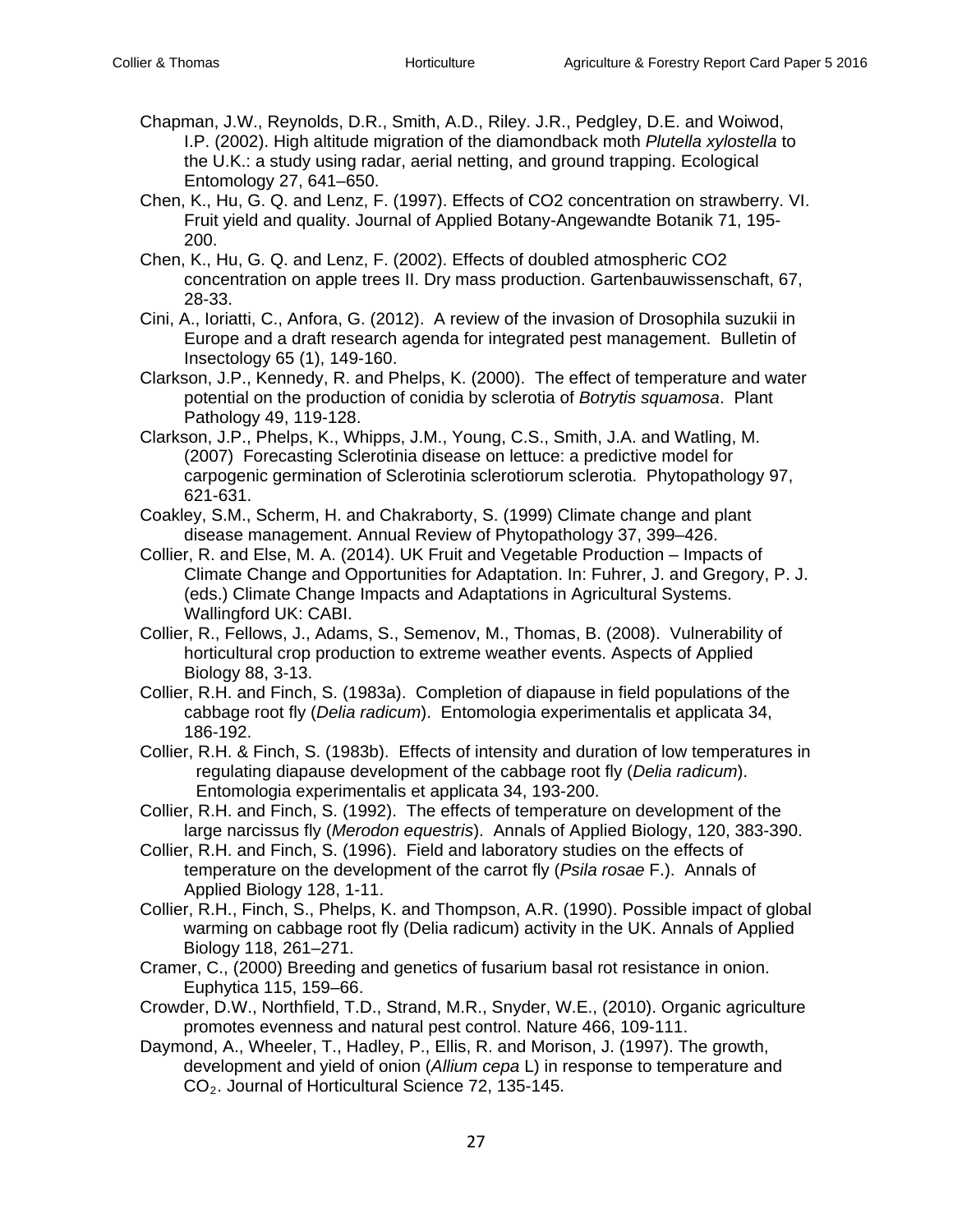Chapman, J.W., Reynolds, D.R., Smith, A.D., Riley. J.R., Pedgley, D.E. and Woiwod, I.P. (2002). High altitude migration of the diamondback moth *Plutella xylostella* to the U.K.: a study using radar, aerial netting, and ground trapping. Ecological Entomology 27, 641–650.

Chen, K., Hu, G. Q. and Lenz, F. (1997). Effects of CO2 concentration on strawberry. VI. Fruit yield and quality. Journal of Applied Botany-Angewandte Botanik 71, 195-200.

Chen, K., Hu, G. Q. and Lenz, F. (2002). Effects of doubled atmospheric CO2 concentration on apple trees II. Dry mass production. Gartenbauwissenschaft, 67, 28-33.

Cini, A., Ioriatti, C., Anfora, G. (2012). A review of the invasion of Drosophila suzukii in Europe and a draft research agenda for integrated pest management. Bulletin of Insectology 65 (1), 149-160.

Clarkson, J.P., Kennedy, R. and Phelps, K. (2000). The effect of temperature and water potential on the production of conidia by sclerotia of *Botrytis squamosa*. Plant Pathology 49, 119-128.

Clarkson, J.P., Phelps, K., Whipps, J.M., Young, C.S., Smith, J.A. and Watling, M. (2007) Forecasting Sclerotinia disease on lettuce: a predictive model for carpogenic germination of Sclerotinia sclerotiorum sclerotia. Phytopathology 97, 621-631.

Coakley, S.M., Scherm, H. and Chakraborty, S. (1999) Climate change and plant disease management. Annual Review of Phytopathology 37, 399–426.

Collier, R. and Else, M. A. (2014). UK Fruit and Vegetable Production – Impacts of Climate Change and Opportunities for Adaptation. In: Fuhrer, J. and Gregory, P. J. (eds.) Climate Change Impacts and Adaptations in Agricultural Systems. Wallingford UK: CABI.

Collier, R., Fellows, J., Adams, S., Semenov, M., Thomas, B. (2008). Vulnerability of horticultural crop production to extreme weather events. Aspects of Applied Biology 88, 3-13.

Collier, R.H. and Finch, S. (1983a). Completion of diapause in field populations of the cabbage root fly (*Delia radicum*). Entomologia experimentalis et applicata 34, 186-192.

Collier, R.H. & Finch, S. (1983b). Effects of intensity and duration of low temperatures in regulating diapause development of the cabbage root fly (*Delia radicum*). Entomologia experimentalis et applicata 34, 193-200.

Collier, R.H. and Finch, S. (1992). The effects of temperature on development of the large narcissus fly (*Merodon equestris*). Annals of Applied Biology, 120, 383-390.

Collier, R.H. and Finch, S. (1996). Field and laboratory studies on the effects of temperature on the development of the carrot fly (*Psila rosae* F.). Annals of Applied Biology 128, 1-11.

Collier, R.H., Finch, S., Phelps, K. and Thompson, A.R. (1990). Possible impact of global warming on cabbage root fly (Delia radicum) activity in the UK. Annals of Applied Biology 118, 261–271.

Cramer, C., (2000) Breeding and genetics of fusarium basal rot resistance in onion. Euphytica 115, 159–66.

Crowder, D.W., Northfield, T.D., Strand, M.R., Snyder, W.E., (2010). Organic agriculture promotes evenness and natural pest control. Nature 466, 109-111.

Daymond, A., Wheeler, T., Hadley, P., Ellis, R. and Morison, J. (1997). The growth, development and yield of onion (*Allium cepa* L) in response to temperature and $CO_2$. Journal of Horticultural Science 72, 135-145.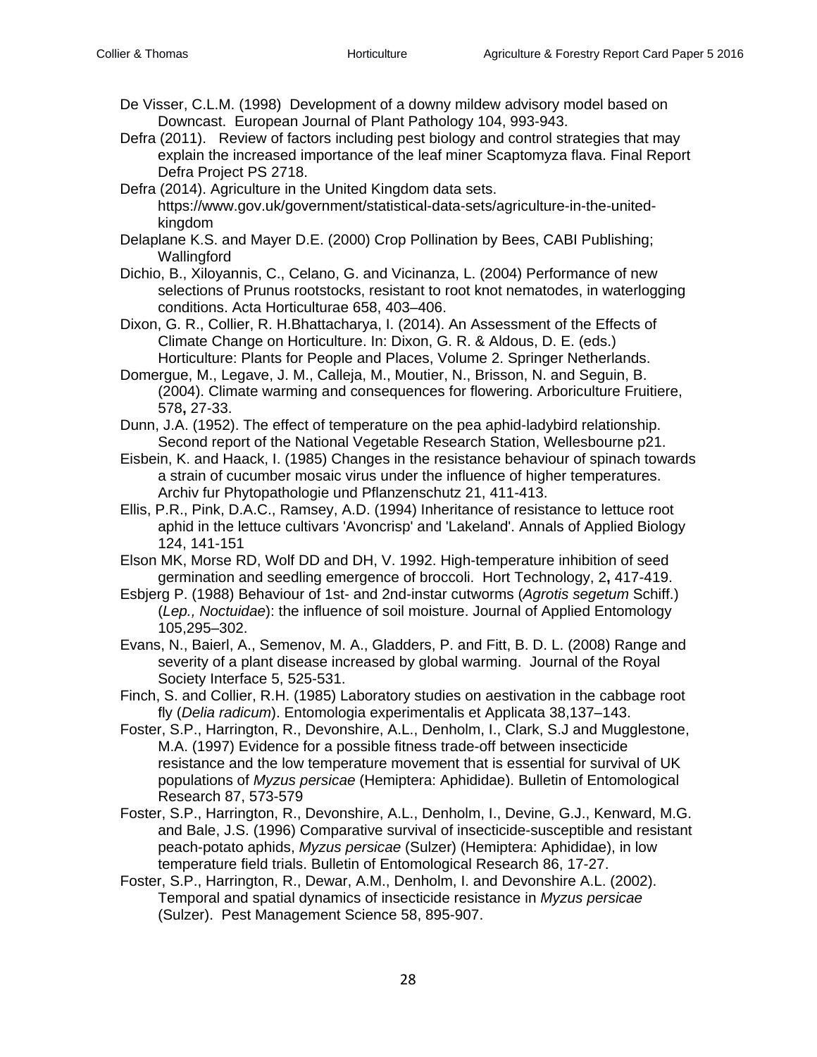De Visser, C.L.M. (1998) Development of a downy mildew advisory model based on Downcast. European Journal of Plant Pathology 104, 993-943.

Defra (2011). Review of factors including pest biology and control strategies that may explain the increased importance of the leaf miner Scaptomyza flava. Final Report Defra Project PS 2718.

Defra (2014). Agriculture in the United Kingdom data sets. https://www.gov.uk/government/statistical-data-sets/agriculture-in-the-united-kingdom

Delaplane K.S. and Mayer D.E. (2000) Crop Pollination by Bees, CABI Publishing; Wallingford

Dichio, B., Xiloyannis, C., Celano, G. and Vicinanza, L. (2004) Performance of new selections of Prunus rootstocks, resistant to root knot nematodes, in waterlogging conditions. Acta Horticulturae 658, 403–406.

Dixon, G. R., Collier, R. H.Bhattacharya, I. (2014). An Assessment of the Effects of Climate Change on Horticulture. In: Dixon, G. R. & Aldous, D. E. (eds.) Horticulture: Plants for People and Places, Volume 2. Springer Netherlands.

Domergue, M., Legave, J. M., Calleja, M., Moutier, N., Brisson, N. and Seguin, B. (2004). Climate warming and consequences for flowering. Arboriculture Fruitiere, 578**,** 27-33.

Dunn, J.A. (1952). The effect of temperature on the pea aphid-ladybird relationship. Second report of the National Vegetable Research Station, Wellesbourne p21.

Eisbein, K. and Haack, I. (1985) Changes in the resistance behaviour of spinach towards a strain of cucumber mosaic virus under the influence of higher temperatures. Archiv fur Phytopathologie und Pflanzenschutz 21, 411-413.

Ellis, P.R., Pink, D.A.C., Ramsey, A.D. (1994) Inheritance of resistance to lettuce root aphid in the lettuce cultivars 'Avoncrisp' and 'Lakeland'. Annals of Applied Biology 124, 141-151

Elson MK, Morse RD, Wolf DD and DH, V. 1992. High-temperature inhibition of seed germination and seedling emergence of broccoli. Hort Technology, 2**,** 417-419.

Esbjerg P. (1988) Behaviour of 1st- and 2nd-instar cutworms (*Agrotis segetum* Schiff.) (*Lep., Noctuidae*): the influence of soil moisture. Journal of Applied Entomology 105,295–302.

Evans, N., Baierl, A., Semenov, M. A., Gladders, P. and Fitt, B. D. L. (2008) Range and severity of a plant disease increased by global warming. Journal of the Royal Society Interface 5, 525-531.

Finch, S. and Collier, R.H. (1985) Laboratory studies on aestivation in the cabbage root fly (*Delia radicum*). Entomologia experimentalis et Applicata 38,137–143.

Foster, S.P., Harrington, R., Devonshire, A.L., Denholm, I., Clark, S.J and Mugglestone, M.A. (1997) Evidence for a possible fitness trade-off between insecticide resistance and the low temperature movement that is essential for survival of UK populations of *Myzus persicae* (Hemiptera: Aphididae). Bulletin of Entomological Research 87, 573-579

Foster, S.P., Harrington, R., Devonshire, A.L., Denholm, I., Devine, G.J., Kenward, M.G. and Bale, J.S. (1996) Comparative survival of insecticide-susceptible and resistant peach-potato aphids, *Myzus persicae* (Sulzer) (Hemiptera: Aphididae), in low temperature field trials. Bulletin of Entomological Research 86, 17-27.

Foster, S.P., Harrington, R., Dewar, A.M., Denholm, I. and Devonshire A.L. (2002). Temporal and spatial dynamics of insecticide resistance in *Myzus persicae* (Sulzer). Pest Management Science 58, 895-907.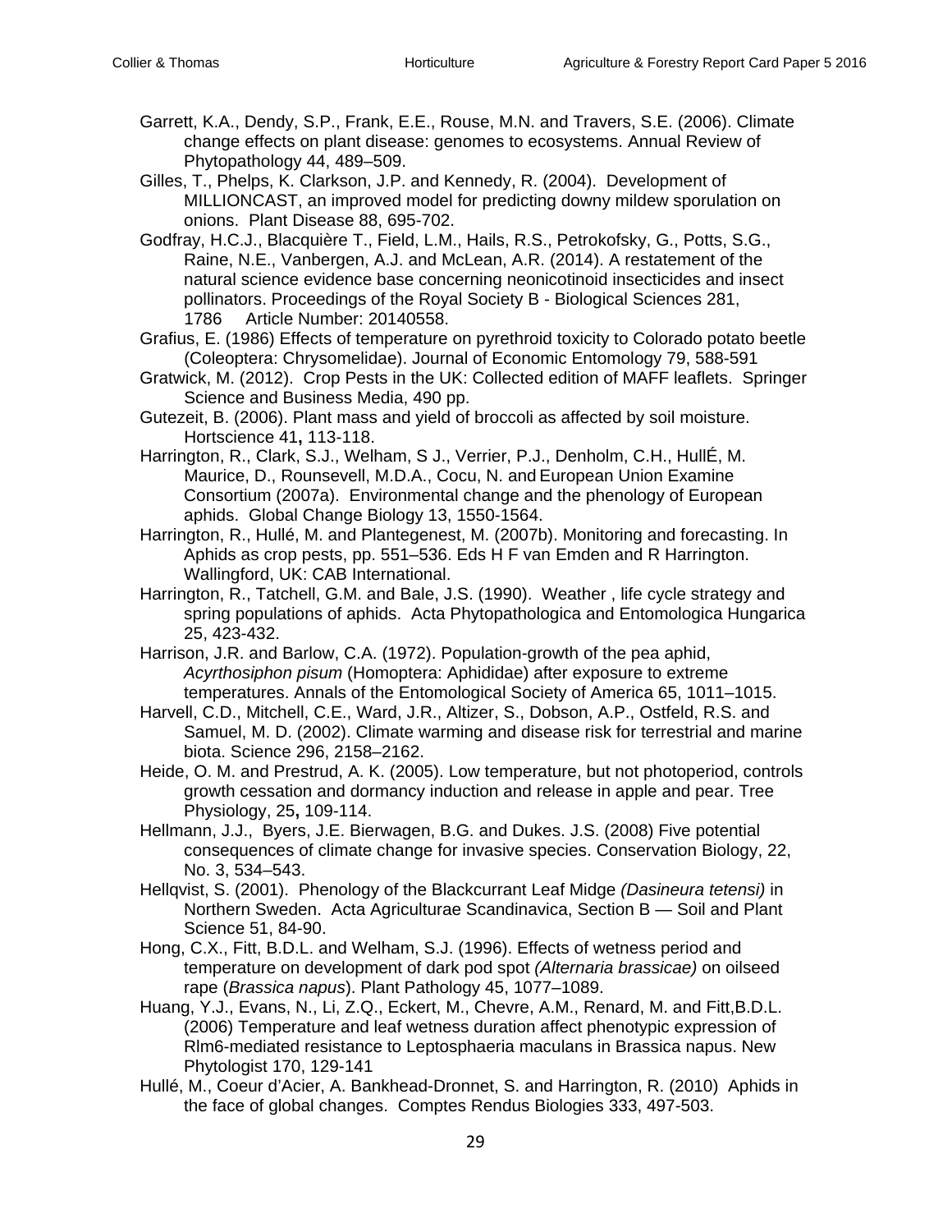Garrett, K.A., Dendy, S.P., Frank, E.E., Rouse, M.N. and Travers, S.E. (2006). Climate change effects on plant disease: genomes to ecosystems. Annual Review of Phytopathology 44, 489–509.

Gilles, T., Phelps, K. Clarkson, J.P. and Kennedy, R. (2004). Development of MILLIONCAST, an improved model for predicting downy mildew sporulation on onions. Plant Disease 88, 695-702.

Godfray, H.C.J., Blacquière T., Field, L.M., Hails, R.S., Petrokofsky, G., Potts, S.G., Raine, N.E., Vanbergen, A.J. and McLean, A.R. (2014). A restatement of the natural science evidence base concerning neonicotinoid insecticides and insect pollinators. Proceedings of the Royal Society B - Biological Sciences 281, 1786 Article Number: 20140558.

Grafius, E. (1986) Effects of temperature on pyrethroid toxicity to Colorado potato beetle (Coleoptera: Chrysomelidae). Journal of Economic Entomology 79, 588-591

Gratwick, M. (2012). Crop Pests in the UK: Collected edition of MAFF leaflets. Springer Science and Business Media, 490 pp.

Gutezeit, B. (2006). Plant mass and yield of broccoli as affected by soil moisture. Hortscience 41**,** 113-118.

Harrington, R., Clark, S.J., Welham, S J., Verrier, P.J., Denholm, C.H., HullÉ, M. Maurice, D., Rounsevell, M.D.A., Cocu, N. and European Union Examine Consortium (2007a). Environmental change and the phenology of European aphids. Global Change Biology 13, 1550-1564.

Harrington, R., Hullé, M. and Plantegenest, M. (2007b). Monitoring and forecasting. In Aphids as crop pests, pp. 551–536. Eds H F van Emden and R Harrington. Wallingford, UK: CAB International.

Harrington, R., Tatchell, G.M. and Bale, J.S. (1990). Weather , life cycle strategy and spring populations of aphids. Acta Phytopathologica and Entomologica Hungarica 25, 423-432.

Harrison, J.R. and Barlow, C.A. (1972). Population-growth of the pea aphid, *Acyrthosiphon pisum* (Homoptera: Aphididae) after exposure to extreme temperatures. Annals of the Entomological Society of America 65, 1011–1015.

Harvell, C.D., Mitchell, C.E., Ward, J.R., Altizer, S., Dobson, A.P., Ostfeld, R.S. and Samuel, M. D. (2002). Climate warming and disease risk for terrestrial and marine biota. Science 296, 2158–2162.

Heide, O. M. and Prestrud, A. K. (2005). Low temperature, but not photoperiod, controls growth cessation and dormancy induction and release in apple and pear. Tree Physiology, 25**,** 109-114.

Hellmann, J.J., Byers, J.E. Bierwagen, B.G. and Dukes. J.S. (2008) Five potential consequences of climate change for invasive species. Conservation Biology, 22, No. 3, 534–543.

Hellqvist, S. (2001). Phenology of the Blackcurrant Leaf Midge *(Dasineura tetensi)* in Northern Sweden. Acta Agriculturae Scandinavica, Section B — Soil and Plant Science 51, 84-90.

Hong, C.X., Fitt, B.D.L. and Welham, S.J. (1996). Effects of wetness period and temperature on development of dark pod spot *(Alternaria brassicae)* on oilseed rape (*Brassica napus*). Plant Pathology 45, 1077–1089.

Huang, Y.J., Evans, N., Li, Z.Q., Eckert, M., Chevre, A.M., Renard, M. and Fitt,B.D.L. (2006) Temperature and leaf wetness duration affect phenotypic expression of Rlm6-mediated resistance to Leptosphaeria maculans in Brassica napus. New Phytologist 170, 129-141

Hullé, M., Coeur d'Acier, A. Bankhead-Dronnet, S. and Harrington, R. (2010) Aphids in the face of global changes. Comptes Rendus Biologies 333, 497-503.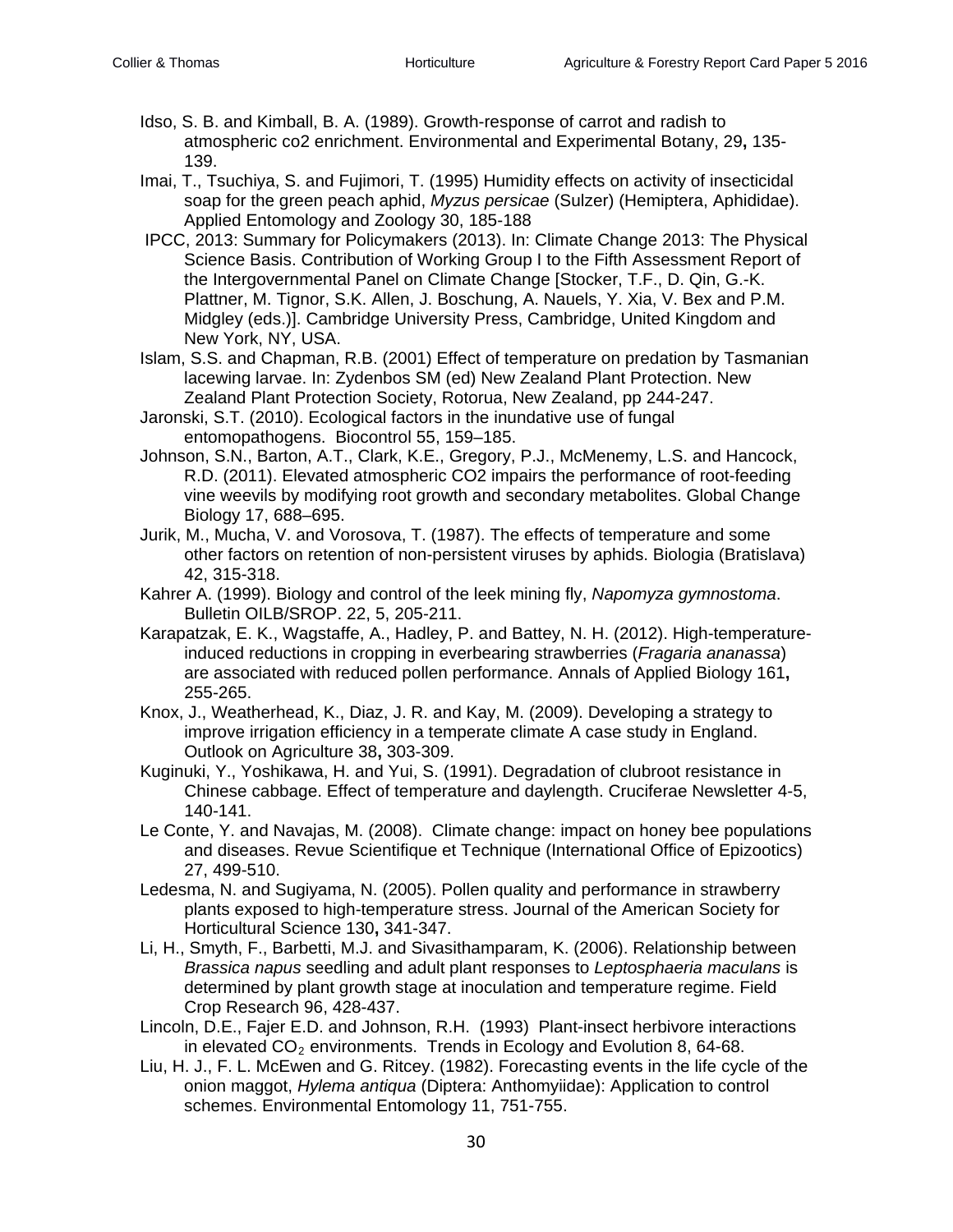Idso, S. B. and Kimball, B. A. (1989). Growth-response of carrot and radish to atmospheric co2 enrichment. Environmental and Experimental Botany, 29**,** 135-139.

Imai, T., Tsuchiya, S. and Fujimori, T. (1995) Humidity effects on activity of insecticidal soap for the green peach aphid, *Myzus persicae* (Sulzer) (Hemiptera, Aphididae). Applied Entomology and Zoology 30, 185-188

IPCC, 2013: Summary for Policymakers (2013). In: Climate Change 2013: The Physical Science Basis. Contribution of Working Group I to the Fifth Assessment Report of the Intergovernmental Panel on Climate Change [Stocker, T.F., D. Qin, G.-K. Plattner, M. Tignor, S.K. Allen, J. Boschung, A. Nauels, Y. Xia, V. Bex and P.M. Midgley (eds.)]. Cambridge University Press, Cambridge, United Kingdom and New York, NY, USA.

Islam, S.S. and Chapman, R.B. (2001) Effect of temperature on predation by Tasmanian lacewing larvae. In: Zydenbos SM (ed) New Zealand Plant Protection. New Zealand Plant Protection Society, Rotorua, New Zealand, pp 244-247.

Jaronski, S.T. (2010). Ecological factors in the inundative use of fungal entomopathogens. Biocontrol 55, 159–185.

Johnson, S.N., Barton, A.T., Clark, K.E., Gregory, P.J., McMenemy, L.S. and Hancock, R.D. (2011). Elevated atmospheric CO2 impairs the performance of root-feeding vine weevils by modifying root growth and secondary metabolites. Global Change Biology 17, 688–695.

Jurik, M., Mucha, V. and Vorosova, T. (1987). The effects of temperature and some other factors on retention of non-persistent viruses by aphids. Biologia (Bratislava) 42, 315-318.

Kahrer A. (1999). Biology and control of the leek mining fly, *Napomyza gymnostoma*. Bulletin OILB/SROP. 22, 5, 205-211.

Karapatzak, E. K., Wagstaffe, A., Hadley, P. and Battey, N. H. (2012). High-temperature-induced reductions in cropping in everbearing strawberries (*Fragaria ananassa*) are associated with reduced pollen performance. Annals of Applied Biology 161**,** 255-265.

Knox, J., Weatherhead, K., Diaz, J. R. and Kay, M. (2009). Developing a strategy to improve irrigation efficiency in a temperate climate A case study in England. Outlook on Agriculture 38**,** 303-309.

Kuginuki, Y., Yoshikawa, H. and Yui, S. (1991). Degradation of clubroot resistance in Chinese cabbage. Effect of temperature and daylength. Cruciferae Newsletter 4-5, 140-141.

Le Conte, Y. and Navajas, M. (2008). Climate change: impact on honey bee populations and diseases. Revue Scientifique et Technique (International Office of Epizootics) 27, 499-510.

Ledesma, N. and Sugiyama, N. (2005). Pollen quality and performance in strawberry plants exposed to high-temperature stress. Journal of the American Society for Horticultural Science 130**,** 341-347.

Li, H., Smyth, F., Barbetti, M.J. and Sivasithamparam, K. (2006). Relationship between *Brassica napus* seedling and adult plant responses to *Leptosphaeria maculans* is determined by plant growth stage at inoculation and temperature regime. Field Crop Research 96, 428-437.

Lincoln, D.E., Fajer E.D. and Johnson, R.H. (1993) Plant-insect herbivore interactions in elevated $CO_2$ environments. Trends in Ecology and Evolution 8, 64-68.

Liu, H. J., F. L. McEwen and G. Ritcey. (1982). Forecasting events in the life cycle of the onion maggot, *Hylema antiqua* (Diptera: Anthomyiidae): Application to control schemes. Environmental Entomology 11, 751-755.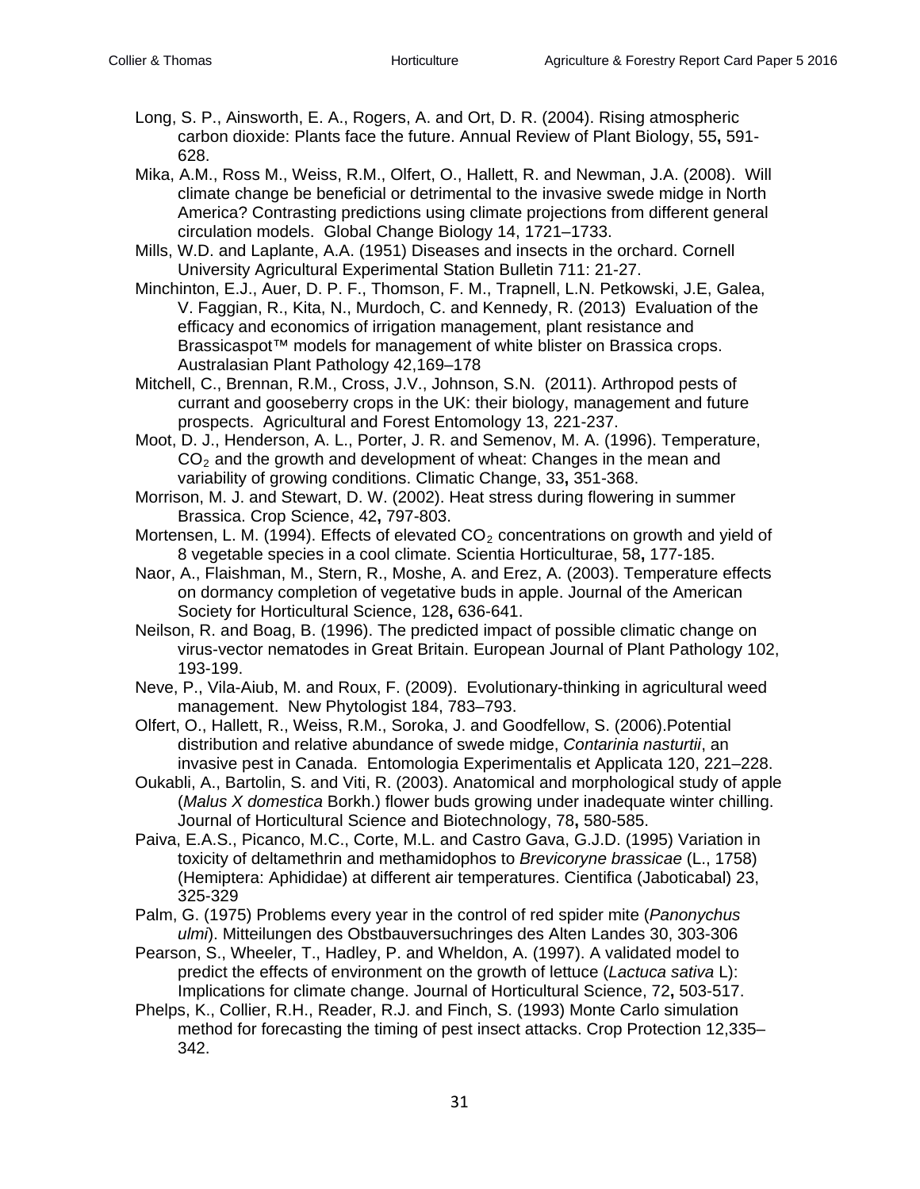Long, S. P., Ainsworth, E. A., Rogers, A. and Ort, D. R. (2004). Rising atmospheric carbon dioxide: Plants face the future. Annual Review of Plant Biology, 55**,** 591-628.

Mika, A.M., Ross M., Weiss, R.M., Olfert, O., Hallett, R. and Newman, J.A. (2008). Will climate change be beneficial or detrimental to the invasive swede midge in North America? Contrasting predictions using climate projections from different general circulation models. Global Change Biology 14, 1721–1733.

Mills, W.D. and Laplante, A.A. (1951) Diseases and insects in the orchard. Cornell University Agricultural Experimental Station Bulletin 711: 21-27.

Minchinton, E.J., Auer, D. P. F., Thomson, F. M., Trapnell, L.N. Petkowski, J.E, Galea, V. Faggian, R., Kita, N., Murdoch, C. and Kennedy, R. (2013) Evaluation of the efficacy and economics of irrigation management, plant resistance and Brassicaspot™ models for management of white blister on Brassica crops. Australasian Plant Pathology 42,169–178

Mitchell, C., Brennan, R.M., Cross, J.V., Johnson, S.N. (2011). Arthropod pests of currant and gooseberry crops in the UK: their biology, management and future prospects. Agricultural and Forest Entomology 13, 221-237.

Moot, D. J., Henderson, A. L., Porter, J. R. and Semenov, M. A. (1996). Temperature, $CO_2$ and the growth and development of wheat: Changes in the mean and variability of growing conditions. Climatic Change, 33**,** 351-368.

Morrison, M. J. and Stewart, D. W. (2002). Heat stress during flowering in summer Brassica. Crop Science, 42**,** 797-803.

Mortensen, L. M. (1994). Effects of elevated $CO_2$ concentrations on growth and yield of 8 vegetable species in a cool climate. Scientia Horticulturae, 58**,** 177-185.

Naor, A., Flaishman, M., Stern, R., Moshe, A. and Erez, A. (2003). Temperature effects on dormancy completion of vegetative buds in apple. Journal of the American Society for Horticultural Science, 128**,** 636-641.

Neilson, R. and Boag, B. (1996). The predicted impact of possible climatic change on virus-vector nematodes in Great Britain. European Journal of Plant Pathology 102, 193-199.

Neve, P., Vila-Aiub, M. and Roux, F. (2009). Evolutionary-thinking in agricultural weed management. New Phytologist 184, 783–793.

Olfert, O., Hallett, R., Weiss, R.M., Soroka, J. and Goodfellow, S. (2006).Potential distribution and relative abundance of swede midge, *Contarinia nasturtii*, an invasive pest in Canada. Entomologia Experimentalis et Applicata 120, 221–228.

Oukabli, A., Bartolin, S. and Viti, R. (2003). Anatomical and morphological study of apple (*Malus X domestica* Borkh.) flower buds growing under inadequate winter chilling. Journal of Horticultural Science and Biotechnology, 78**,** 580-585.

Paiva, E.A.S., Picanco, M.C., Corte, M.L. and Castro Gava, G.J.D. (1995) Variation in toxicity of deltamethrin and methamidophos to *Brevicoryne brassicae* (L., 1758) (Hemiptera: Aphididae) at different air temperatures. Cientifica (Jaboticabal) 23, 325-329

Palm, G. (1975) Problems every year in the control of red spider mite (*Panonychus ulmi*). Mitteilungen des Obstbauversuchringes des Alten Landes 30, 303-306

Pearson, S., Wheeler, T., Hadley, P. and Wheldon, A. (1997). A validated model to predict the effects of environment on the growth of lettuce (*Lactuca sativa* L): Implications for climate change. Journal of Horticultural Science, 72**,** 503-517.

Phelps, K., Collier, R.H., Reader, R.J. and Finch, S. (1993) Monte Carlo simulation method for forecasting the timing of pest insect attacks. Crop Protection 12,335–342.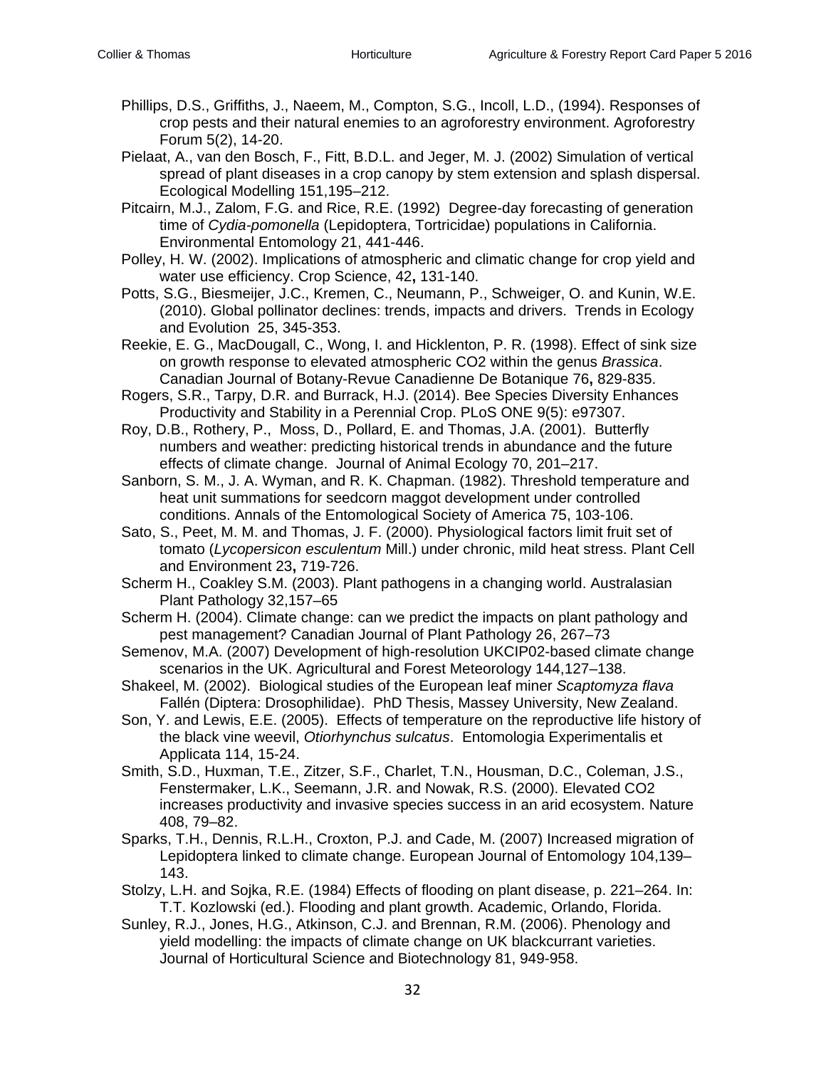Phillips, D.S., Griffiths, J., Naeem, M., Compton, S.G., Incoll, L.D., (1994). Responses of crop pests and their natural enemies to an agroforestry environment. Agroforestry Forum 5(2), 14-20.

Pielaat, A., van den Bosch, F., Fitt, B.D.L. and Jeger, M. J. (2002) Simulation of vertical spread of plant diseases in a crop canopy by stem extension and splash dispersal. Ecological Modelling 151,195–212.

Pitcairn, M.J., Zalom, F.G. and Rice, R.E. (1992) Degree-day forecasting of generation time of *Cydia-pomonella* (Lepidoptera, Tortricidae) populations in California. Environmental Entomology 21, 441-446.

Polley, H. W. (2002). Implications of atmospheric and climatic change for crop yield and water use efficiency. Crop Science, 42**,** 131-140.

Potts, S.G., Biesmeijer, J.C., Kremen, C., Neumann, P., Schweiger, O. and Kunin, W.E. (2010). Global pollinator declines: trends, impacts and drivers. Trends in Ecology and Evolution 25, 345-353.

Reekie, E. G., MacDougall, C., Wong, I. and Hicklenton, P. R. (1998). Effect of sink size on growth response to elevated atmospheric CO2 within the genus *Brassica*. Canadian Journal of Botany-Revue Canadienne De Botanique 76**,** 829-835.

Rogers, S.R., Tarpy, D.R. and Burrack, H.J. (2014). Bee Species Diversity Enhances Productivity and Stability in a Perennial Crop. PLoS ONE 9(5): e97307.

Roy, D.B., Rothery, P., Moss, D., Pollard, E. and Thomas, J.A. (2001). Butterfly numbers and weather: predicting historical trends in abundance and the future effects of climate change. Journal of Animal Ecology 70, 201–217.

Sanborn, S. M., J. A. Wyman, and R. K. Chapman. (1982). Threshold temperature and heat unit summations for seedcorn maggot development under controlled conditions. Annals of the Entomological Society of America 75, 103-106.

Sato, S., Peet, M. M. and Thomas, J. F. (2000). Physiological factors limit fruit set of tomato (*Lycopersicon esculentum* Mill.) under chronic, mild heat stress. Plant Cell and Environment 23**,** 719-726.

Scherm H., Coakley S.M. (2003). Plant pathogens in a changing world. Australasian Plant Pathology 32,157–65

Scherm H. (2004). Climate change: can we predict the impacts on plant pathology and pest management? Canadian Journal of Plant Pathology 26, 267–73

Semenov, M.A. (2007) Development of high-resolution UKCIP02-based climate change scenarios in the UK. Agricultural and Forest Meteorology 144,127–138.

Shakeel, M. (2002). Biological studies of the European leaf miner *Scaptomyza flava* Fallén (Diptera: Drosophilidae). PhD Thesis, Massey University, New Zealand.

Son, Y. and Lewis, E.E. (2005). Effects of temperature on the reproductive life history of the black vine weevil, *Otiorhynchus sulcatus*. Entomologia Experimentalis et Applicata 114, 15-24.

Smith, S.D., Huxman, T.E., Zitzer, S.F., Charlet, T.N., Housman, D.C., Coleman, J.S., Fenstermaker, L.K., Seemann, J.R. and Nowak, R.S. (2000). Elevated CO2 increases productivity and invasive species success in an arid ecosystem. Nature 408, 79–82.

Sparks, T.H., Dennis, R.L.H., Croxton, P.J. and Cade, M. (2007) Increased migration of Lepidoptera linked to climate change. European Journal of Entomology 104,139–143.

Stolzy, L.H. and Sojka, R.E. (1984) Effects of flooding on plant disease, p. 221–264. In: T.T. Kozlowski (ed.). Flooding and plant growth. Academic, Orlando, Florida.

Sunley, R.J., Jones, H.G., Atkinson, C.J. and Brennan, R.M. (2006). Phenology and yield modelling: the impacts of climate change on UK blackcurrant varieties. Journal of Horticultural Science and Biotechnology 81, 949-958.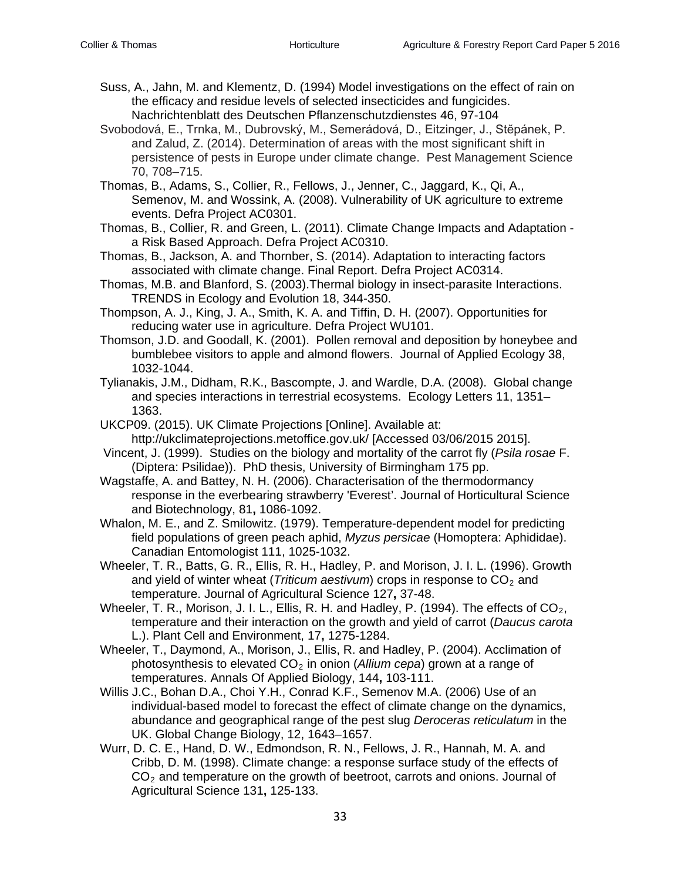Suss, A., Jahn, M. and Klementz, D. (1994) Model investigations on the effect of rain on the efficacy and residue levels of selected insecticides and fungicides. Nachrichtenblatt des Deutschen Pflanzenschutzdienstes 46, 97-104

Svobodová, E., Trnka, M., Dubrovský, M., Semerádová, D., Eitzinger, J., Stěpánek, P. and Zalud, Z. (2014). Determination of areas with the most significant shift in persistence of pests in Europe under climate change. Pest Management Science 70, 708–715.

Thomas, B., Adams, S., Collier, R., Fellows, J., Jenner, C., Jaggard, K., Qi, A., Semenov, M. and Wossink, A. (2008). Vulnerability of UK agriculture to extreme events. Defra Project AC0301.

Thomas, B., Collier, R. and Green, L. (2011). Climate Change Impacts and Adaptation - a Risk Based Approach. Defra Project AC0310.

Thomas, B., Jackson, A. and Thornber, S. (2014). Adaptation to interacting factors associated with climate change. Final Report. Defra Project AC0314.

Thomas, M.B. and Blanford, S. (2003).Thermal biology in insect-parasite Interactions. TRENDS in Ecology and Evolution 18, 344-350.

Thompson, A. J., King, J. A., Smith, K. A. and Tiffin, D. H. (2007). Opportunities for reducing water use in agriculture. Defra Project WU101.

Thomson, J.D. and Goodall, K. (2001). Pollen removal and deposition by honeybee and bumblebee visitors to apple and almond flowers. Journal of Applied Ecology 38, 1032-1044.

Tylianakis, J.M., Didham, R.K., Bascompte, J. and Wardle, D.A. (2008). Global change and species interactions in terrestrial ecosystems. Ecology Letters 11, 1351–1363.

UKCP09. (2015). UK Climate Projections [Online]. Available at: http://ukclimateprojections.metoffice.gov.uk/ [Accessed 03/06/2015 2015].

Vincent, J. (1999). Studies on the biology and mortality of the carrot fly (*Psila rosae* F. (Diptera: Psilidae)). PhD thesis, University of Birmingham 175 pp.

Wagstaffe, A. and Battey, N. H. (2006). Characterisation of the thermodormancy response in the everbearing strawberry 'Everest'. Journal of Horticultural Science and Biotechnology, 81**,** 1086-1092.

Whalon, M. E., and Z. Smilowitz. (1979). Temperature-dependent model for predicting field populations of green peach aphid, *Myzus persicae* (Homoptera: Aphididae). Canadian Entomologist 111, 1025-1032.

Wheeler, T. R., Batts, G. R., Ellis, R. H., Hadley, P. and Morison, J. I. L. (1996). Growth and yield of winter wheat (*Triticum aestivum*) crops in response to $CO_2$ and temperature. Journal of Agricultural Science 127**,** 37-48.

Wheeler, T. R., Morison, J. I. L., Ellis, R. H. and Hadley, P. (1994). The effects of $CO_2$, temperature and their interaction on the growth and yield of carrot (*Daucus carota* L.). Plant Cell and Environment, 17**,** 1275-1284.

Wheeler, T., Daymond, A., Morison, J., Ellis, R. and Hadley, P. (2004). Acclimation of photosynthesis to elevated $CO_2$ in onion (*Allium cepa*) grown at a range of temperatures. Annals Of Applied Biology, 144**,** 103-111.

Willis J.C., Bohan D.A., Choi Y.H., Conrad K.F., Semenov M.A. (2006) Use of an individual-based model to forecast the effect of climate change on the dynamics, abundance and geographical range of the pest slug *Deroceras reticulatum* in the UK. Global Change Biology, 12, 1643–1657.

Wurr, D. C. E., Hand, D. W., Edmondson, R. N., Fellows, J. R., Hannah, M. A. and Cribb, D. M. (1998). Climate change: a response surface study of the effects of $CO_2$ and temperature on the growth of beetroot, carrots and onions. Journal of Agricultural Science 131**,** 125-133.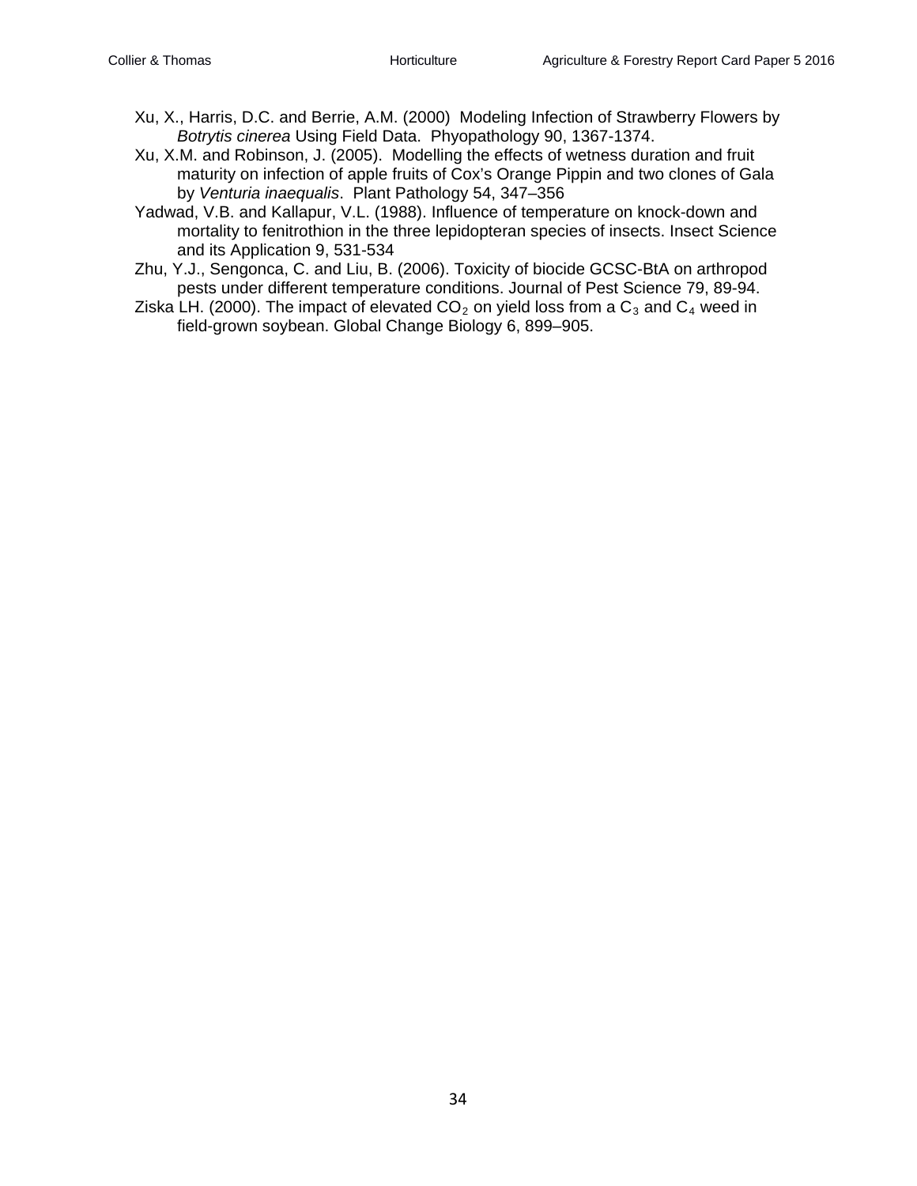Xu, X., Harris, D.C. and Berrie, A.M. (2000) Modeling Infection of Strawberry Flowers by *Botrytis cinerea* Using Field Data. Phyopathology 90, 1367-1374.

Xu, X.M. and Robinson, J. (2005). Modelling the effects of wetness duration and fruit maturity on infection of apple fruits of Cox's Orange Pippin and two clones of Gala by *Venturia inaequalis*. Plant Pathology 54, 347–356

Yadwad, V.B. and Kallapur, V.L. (1988). Influence of temperature on knock-down and mortality to fenitrothion in the three lepidopteran species of insects. Insect Science and its Application 9, 531-534

Zhu, Y.J., Sengonca, C. and Liu, B. (2006). Toxicity of biocide GCSC-BtA on arthropod pests under different temperature conditions. Journal of Pest Science 79, 89-94.

Ziska LH. (2000). The impact of elevated $CO_2$ on yield loss from a $C_3$ and $C_4$ weed in field-grown soybean. Global Change Biology 6, 899–905.